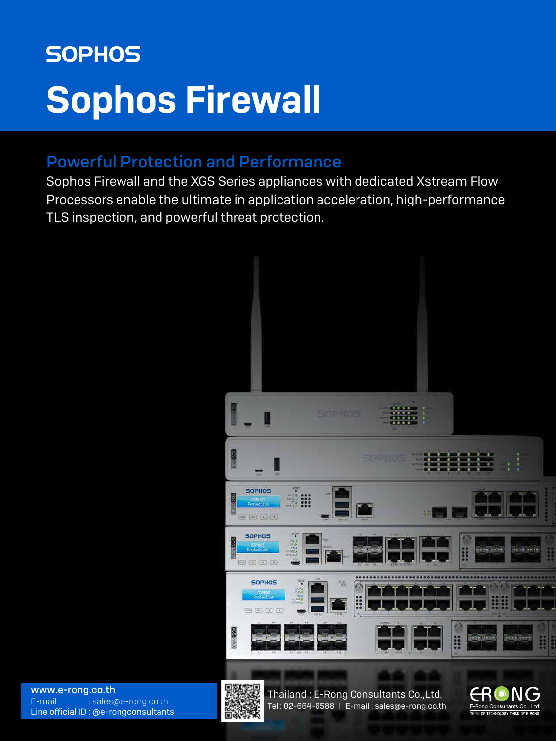SOPHOS

# Sophos Firewall

## Powerful Protection and Performance

Sophos Firewall and the XGS Series appliances with dedicated Xstream Flow Processors enable the ultimate in application acceleration, high-performance TLS inspection, and powerful threat protection.

**www.e-rong.co.th**
E-mail : sales@e-rong.co.th
Line official ID : @e-rongconsultants

Thailand : E-Rong Consultants Co.,Ltd.
Tel : 02-664-6588 | E-mail : sales@e-rong.co.th

ERONG
E-Rong Consultants Co., Ltd.
THINK OF TECHNOLOGY THINK OF E-RONG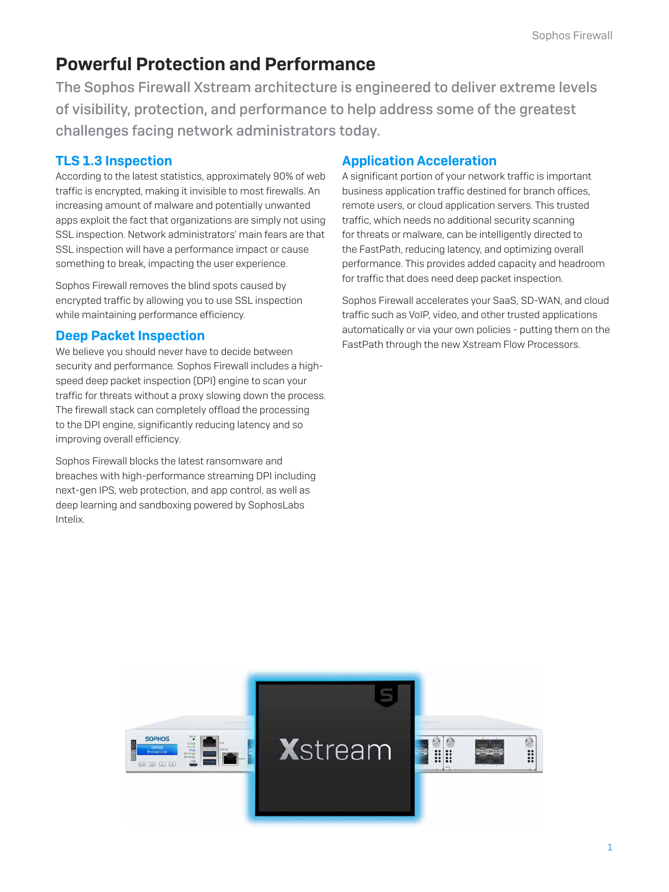# Powerful Protection and Performance

The Sophos Firewall Xstream architecture is engineered to deliver extreme levels of visibility, protection, and performance to help address some of the greatest challenges facing network administrators today.

## TLS 1.3 Inspection

According to the latest statistics, approximately 90% of web traffic is encrypted, making it invisible to most firewalls. An increasing amount of malware and potentially unwanted apps exploit the fact that organizations are simply not using SSL inspection. Network administrators' main fears are that SSL inspection will have a performance impact or cause something to break, impacting the user experience.

Sophos Firewall removes the blind spots caused by encrypted traffic by allowing you to use SSL inspection while maintaining performance efficiency.

## Deep Packet Inspection

We believe you should never have to decide between security and performance. Sophos Firewall includes a high-speed deep packet inspection (DPI) engine to scan your traffic for threats without a proxy slowing down the process. The firewall stack can completely offload the processing to the DPI engine, significantly reducing latency and so improving overall efficiency.

Sophos Firewall blocks the latest ransomware and breaches with high-performance streaming DPI including next-gen IPS, web protection, and app control, as well as deep learning and sandboxing powered by SophosLabs Intelix.

## Application Acceleration

A significant portion of your network traffic is important business application traffic destined for branch offices, remote users, or cloud application servers. This trusted traffic, which needs no additional security scanning for threats or malware, can be intelligently directed to the FastPath, reducing latency, and optimizing overall performance. This provides added capacity and headroom for traffic that does need deep packet inspection.

Sophos Firewall accelerates your SaaS, SD-WAN, and cloud traffic such as VoIP, video, and other trusted applications automatically or via your own policies - putting them on the FastPath through the new Xstream Flow Processors.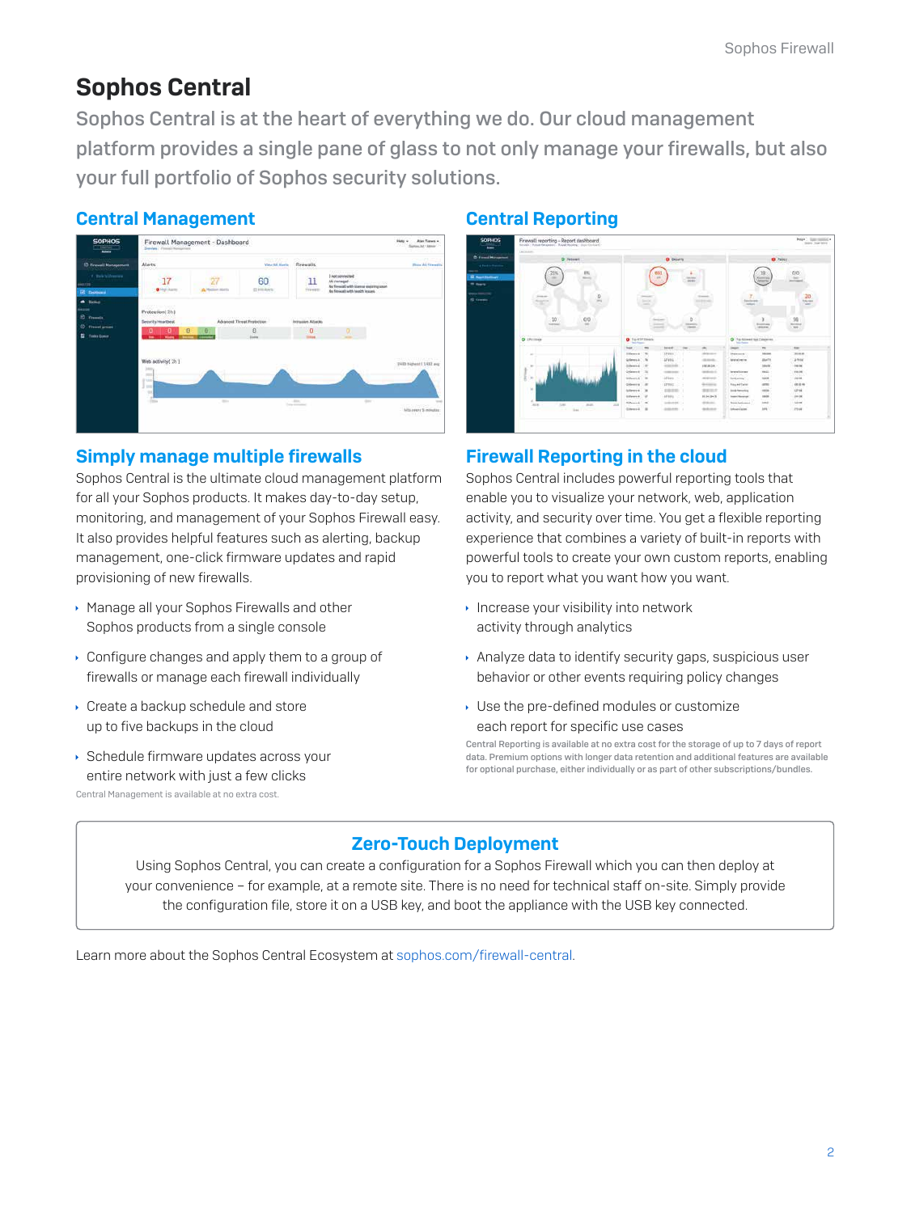# Sophos Central

Sophos Central is at the heart of everything we do. Our cloud management platform provides a single pane of glass to not only manage your firewalls, but also your full portfolio of Sophos security solutions.

## Central Management

### Simply manage multiple firewalls

Sophos Central is the ultimate cloud management platform for all your Sophos products. It makes day-to-day setup, monitoring, and management of your Sophos Firewall easy. It also provides helpful features such as alerting, backup management, one-click firmware updates and rapid provisioning of new firewalls.

- Manage all your Sophos Firewalls and other Sophos products from a single console
- Configure changes and apply them to a group of firewalls or manage each firewall individually
- Create a backup schedule and store up to five backups in the cloud
- Schedule firmware updates across your entire network with just a few clicks

Central Management is available at no extra cost.

## Central Reporting

### Firewall Reporting in the cloud

Sophos Central includes powerful reporting tools that enable you to visualize your network, web, application activity, and security over time. You get a flexible reporting experience that combines a variety of built-in reports with powerful tools to create your own custom reports, enabling you to report what you want how you want.

- Increase your visibility into network activity through analytics
- Analyze data to identify security gaps, suspicious user behavior or other events requiring policy changes
- Use the pre-defined modules or customize each report for specific use cases

Central Reporting is available at no extra cost for the storage of up to 7 days of report data. Premium options with longer data retention and additional features are available for optional purchase, either individually or as part of other subscriptions/bundles.

## Zero-Touch Deployment

Using Sophos Central, you can create a configuration for a Sophos Firewall which you can then deploy at your convenience – for example, at a remote site. There is no need for technical staff on-site. Simply provide the configuration file, store it on a USB key, and boot the appliance with the USB key connected.

Learn more about the Sophos Central Ecosystem at sophos.com/firewall-central.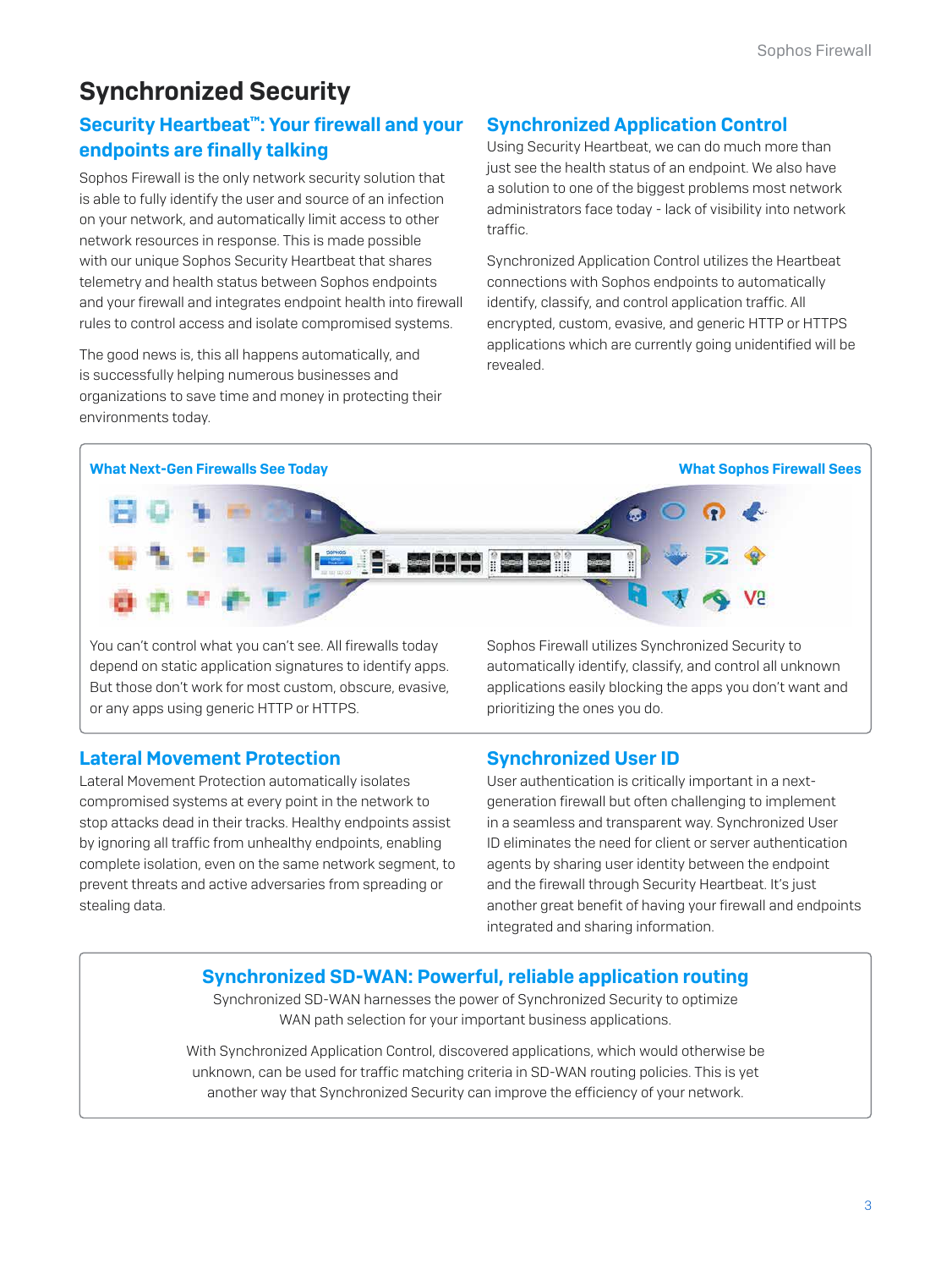# Synchronized Security

## Security Heartbeat™: Your firewall and your endpoints are finally talking

Sophos Firewall is the only network security solution that is able to fully identify the user and source of an infection on your network, and automatically limit access to other network resources in response. This is made possible with our unique Sophos Security Heartbeat that shares telemetry and health status between Sophos endpoints and your firewall and integrates endpoint health into firewall rules to control access and isolate compromised systems.

The good news is, this all happens automatically, and is successfully helping numerous businesses and organizations to save time and money in protecting their environments today.

## Synchronized Application Control

Using Security Heartbeat, we can do much more than just see the health status of an endpoint. We also have a solution to one of the biggest problems most network administrators face today - lack of visibility into network traffic.

Synchronized Application Control utilizes the Heartbeat connections with Sophos endpoints to automatically identify, classify, and control application traffic. All encrypted, custom, evasive, and generic HTTP or HTTPS applications which are currently going unidentified will be revealed.

**What Next-Gen Firewalls See Today**

You can't control what you can't see. All firewalls today depend on static application signatures to identify apps. But those don't work for most custom, obscure, evasive, or any apps using generic HTTP or HTTPS.

**What Sophos Firewall Sees**

Sophos Firewall utilizes Synchronized Security to automatically identify, classify, and control all unknown applications easily blocking the apps you don't want and prioritizing the ones you do.

## Lateral Movement Protection

Lateral Movement Protection automatically isolates compromised systems at every point in the network to stop attacks dead in their tracks. Healthy endpoints assist by ignoring all traffic from unhealthy endpoints, enabling complete isolation, even on the same network segment, to prevent threats and active adversaries from spreading or stealing data.

## Synchronized User ID

User authentication is critically important in a next-generation firewall but often challenging to implement in a seamless and transparent way. Synchronized User ID eliminates the need for client or server authentication agents by sharing user identity between the endpoint and the firewall through Security Heartbeat. It's just another great benefit of having your firewall and endpoints integrated and sharing information.

## Synchronized SD-WAN: Powerful, reliable application routing

Synchronized SD-WAN harnesses the power of Synchronized Security to optimize WAN path selection for your important business applications.

With Synchronized Application Control, discovered applications, which would otherwise be unknown, can be used for traffic matching criteria in SD-WAN routing policies. This is yet another way that Synchronized Security can improve the efficiency of your network.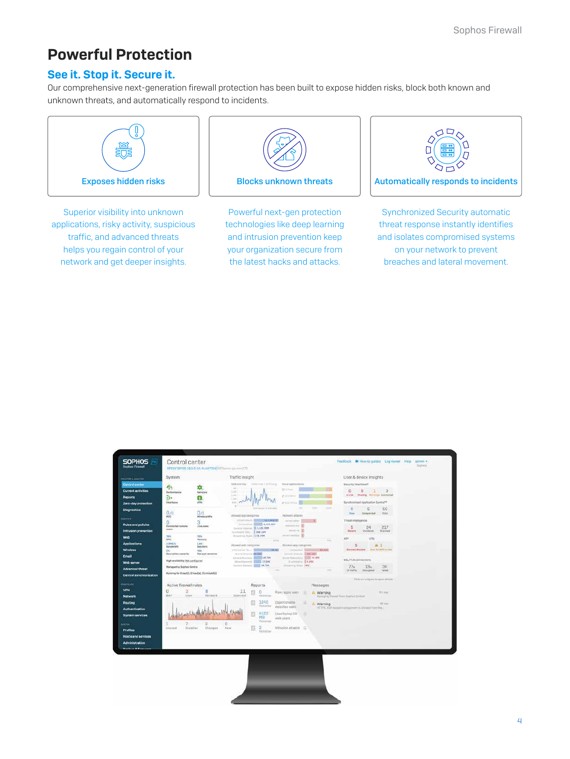# Powerful Protection

## See it. Stop it. Secure it.

Our comprehensive next-generation firewall protection has been built to expose hidden risks, block both known and unknown threats, and automatically respond to incidents.

### Exposes hidden risks

Superior visibility into unknown applications, risky activity, suspicious traffic, and advanced threats helps you regain control of your network and get deeper insights.

### Blocks unknown threats

Powerful next-gen protection technologies like deep learning and intrusion prevention keep your organization secure from the latest hacks and attacks.

### Automatically responds to incidents

Synchronized Security automatic threat response instantly identifies and isolates compromised systems on your network to prevent breaches and lateral movement.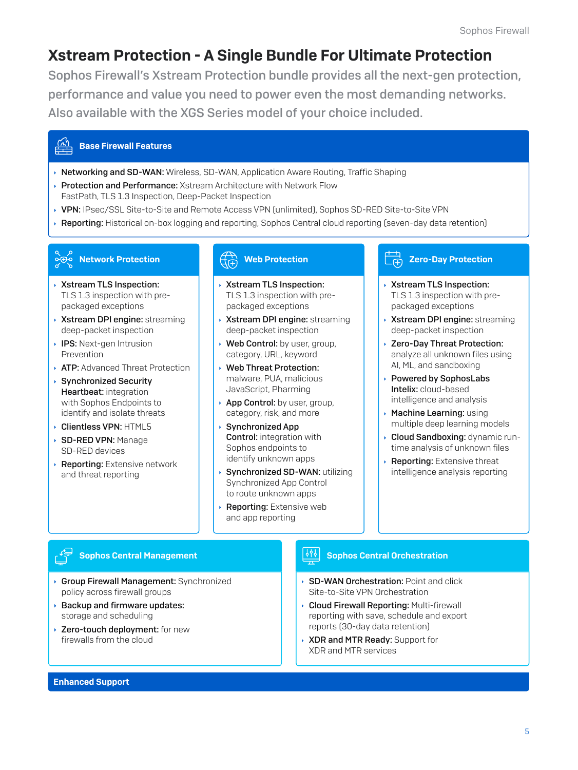# Xstream Protection - A Single Bundle For Ultimate Protection

Sophos Firewall's Xstream Protection bundle provides all the next-gen protection, performance and value you need to power even the most demanding networks. Also available with the XGS Series model of your choice included.

## Base Firewall Features

- **Networking and SD-WAN:** Wireless, SD-WAN, Application Aware Routing, Traffic Shaping
- **Protection and Performance:** Xstream Architecture with Network Flow FastPath, TLS 1.3 Inspection, Deep-Packet Inspection
- **VPN:** IPsec/SSL Site-to-Site and Remote Access VPN (unlimited), Sophos SD-RED Site-to-Site VPN
- **Reporting:** Historical on-box logging and reporting, Sophos Central cloud reporting (seven-day data retention)

## Network Protection

- **Xstream TLS Inspection:** TLS 1.3 inspection with pre-packaged exceptions
- **Xstream DPI engine:** streaming deep-packet inspection
- **IPS:** Next-gen Intrusion Prevention
- **ATP:** Advanced Threat Protection
- **Synchronized Security Heartbeat:** integration with Sophos Endpoints to identify and isolate threats
- **Clientless VPN:** HTML5
- **SD-RED VPN:** Manage SD-RED devices
- **Reporting:** Extensive network and threat reporting

## Web Protection

- **Xstream TLS Inspection:** TLS 1.3 inspection with pre-packaged exceptions
- **Xstream DPI engine:** streaming deep-packet inspection
- **Web Control:** by user, group, category, URL, keyword
- **Web Threat Protection:** malware, PUA, malicious JavaScript, Pharming
- **App Control:** by user, group, category, risk, and more
- **Synchronized App Control:** integration with Sophos endpoints to identify unknown apps
- **Synchronized SD-WAN:** utilizing Synchronized App Control to route unknown apps
- **Reporting:** Extensive web and app reporting

## Zero-Day Protection

- **Xstream TLS Inspection:** TLS 1.3 inspection with pre-packaged exceptions
- **Xstream DPI engine:** streaming deep-packet inspection
- **Zero-Day Threat Protection:** analyze all unknown files using AI, ML, and sandboxing
- **Powered by SophosLabs Intelix:** cloud-based intelligence and analysis
- **Machine Learning:** using multiple deep learning models
- **Cloud Sandboxing:** dynamic run-time analysis of unknown files
- **Reporting:** Extensive threat intelligence analysis reporting

## Sophos Central Management

- **Group Firewall Management:** Synchronized policy across firewall groups
- **Backup and firmware updates:** storage and scheduling
- **Zero-touch deployment:** for new firewalls from the cloud

## Sophos Central Orchestration

- **SD-WAN Orchestration:** Point and click Site-to-Site VPN Orchestration
- **Cloud Firewall Reporting:** Multi-firewall reporting with save, schedule and export reports (30-day data retention)
- **XDR and MTR Ready:** Support for XDR and MTR services

## Enhanced Support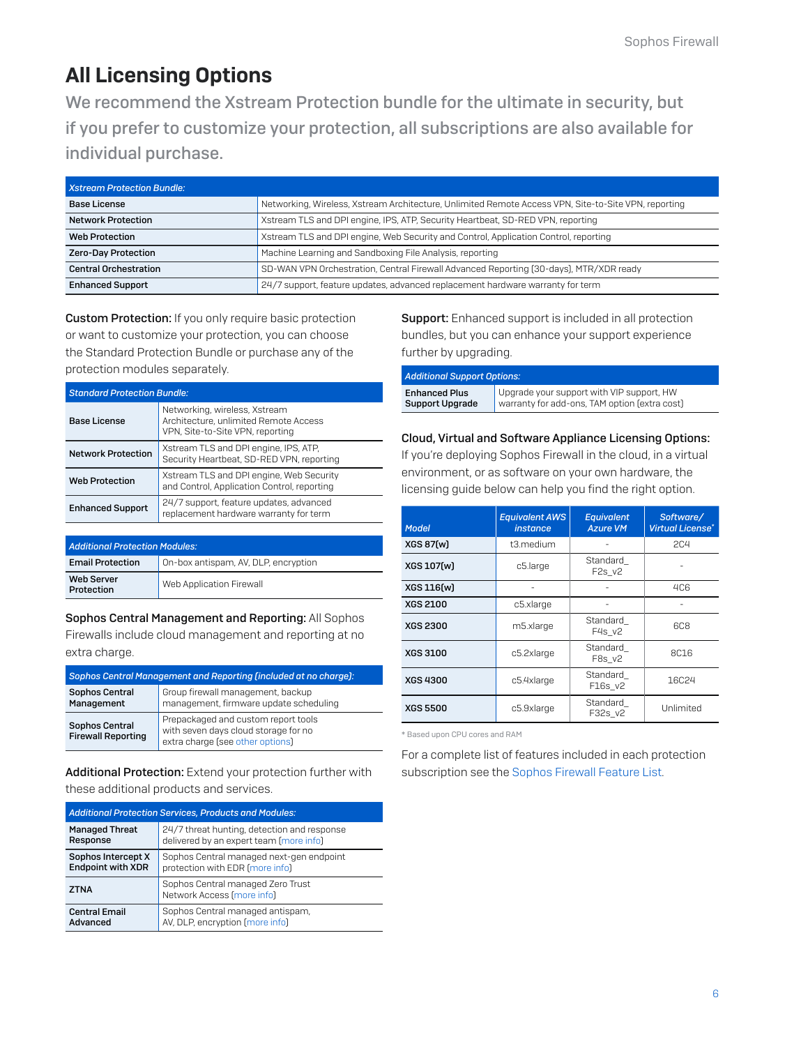# All Licensing Options

We recommend the Xstream Protection bundle for the ultimate in security, but if you prefer to customize your protection, all subscriptions are also available for individual purchase.

| *Xstream Protection Bundle:* | |
|---|---|
| **Base License** | Networking, Wireless, Xstream Architecture, Unlimited Remote Access VPN, Site-to-Site VPN, reporting |
| **Network Protection** | Xstream TLS and DPI engine, IPS, ATP, Security Heartbeat, SD-RED VPN, reporting |
| **Web Protection** | Xstream TLS and DPI engine, Web Security and Control, Application Control, reporting |
| **Zero-Day Protection** | Machine Learning and Sandboxing File Analysis, reporting |
| **Central Orchestration** | SD-WAN VPN Orchestration, Central Firewall Advanced Reporting (30-days), MTR/XDR ready |
| **Enhanced Support** | 24/7 support, feature updates, advanced replacement hardware warranty for term |

**Custom Protection:** If you only require basic protection or want to customize your protection, you can choose the Standard Protection Bundle or purchase any of the protection modules separately.

| *Standard Protection Bundle:* | |
|---|---|
| **Base License** | Networking, wireless, Xstream Architecture, unlimited Remote Access VPN, Site-to-Site VPN, reporting |
| **Network Protection** | Xstream TLS and DPI engine, IPS, ATP, Security Heartbeat, SD-RED VPN, reporting |
| **Web Protection** | Xstream TLS and DPI engine, Web Security and Control, Application Control, reporting |
| **Enhanced Support** | 24/7 support, feature updates, advanced replacement hardware warranty for term |

| *Additional Protection Modules:* | |
|---|---|
| **Email Protection** | On-box antispam, AV, DLP, encryption |
| **Web Server Protection** | Web Application Firewall |

**Sophos Central Management and Reporting:** All Sophos Firewalls include cloud management and reporting at no extra charge.

| *Sophos Central Management and Reporting (included at no charge):* | |
|---|---|
| **Sophos Central Management** | Group firewall management, backup management, firmware update scheduling |
| **Sophos Central Firewall Reporting** | Prepackaged and custom report tools with seven days cloud storage for no extra charge (see other options) |

**Additional Protection:** Extend your protection further with these additional products and services.

| *Additional Protection Services, Products and Modules:* | |
|---|---|
| **Managed Threat Response** | 24/7 threat hunting, detection and response delivered by an expert team (more info) |
| **Sophos Intercept X Endpoint with XDR** | Sophos Central managed next-gen endpoint protection with EDR (more info) |
| **ZTNA** | Sophos Central managed Zero Trust Network Access (more info) |
| **Central Email Advanced** | Sophos Central managed antispam, AV, DLP, encryption (more info) |

**Support:** Enhanced support is included in all protection bundles, but you can enhance your support experience further by upgrading.

| *Additional Support Options:* | |
|---|---|
| **Enhanced Plus Support Upgrade** | Upgrade your support with VIP support, HW warranty for add-ons, TAM option (extra cost) |

**Cloud, Virtual and Software Appliance Licensing Options:** If you're deploying Sophos Firewall in the cloud, in a virtual environment, or as software on your own hardware, the licensing guide below can help you find the right option.

| *Model* | *Equivalent AWS instance* | *Equivalent Azure VM* | *Software/ Virtual License\** |
|---|---|---|---|
| **XGS 87(w)** | t3.medium | - | 2C4 |
| **XGS 107(w)** | c5.large | Standard_F2s_v2 | - |
| **XGS 116(w)** | - | - | 4C6 |
| **XGS 2100** | c5.xlarge | - | - |
| **XGS 2300** | m5.xlarge | Standard_F4s_v2 | 6C8 |
| **XGS 3100** | c5.2xlarge | Standard_F8s_v2 | 8C16 |
| **XGS 4300** | c5.4xlarge | Standard_F16s_v2 | 16C24 |
| **XGS 5500** | c5.9xlarge | Standard_F32s_v2 | Unlimited |

\* Based upon CPU cores and RAM

For a complete list of features included in each protection subscription see the Sophos Firewall Feature List.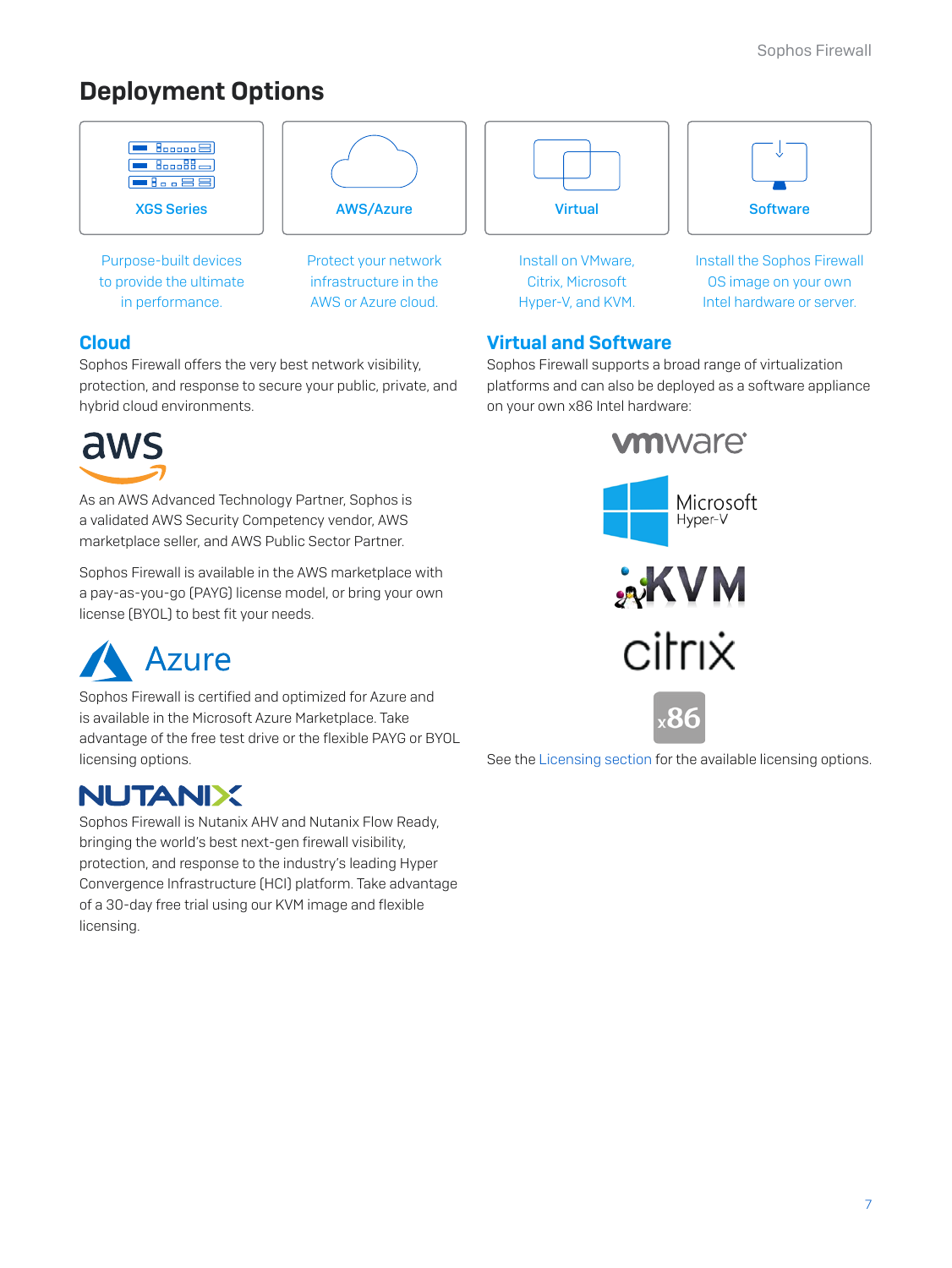# Deployment Options

**XGS Series**

Purpose-built devices to provide the ultimate in performance.

**AWS/Azure**

Protect your network infrastructure in the AWS or Azure cloud.

**Virtual**

Install on VMware, Citrix, Microsoft Hyper-V, and KVM.

**Software**

Install the Sophos Firewall OS image on your own Intel hardware or server.

## Cloud

Sophos Firewall offers the very best network visibility, protection, and response to secure your public, private, and hybrid cloud environments.

aws

As an AWS Advanced Technology Partner, Sophos is a validated AWS Security Competency vendor, AWS marketplace seller, and AWS Public Sector Partner.

Sophos Firewall is available in the AWS marketplace with a pay-as-you-go (PAYG) license model, or bring your own license (BYOL) to best fit your needs.

Azure

Sophos Firewall is certified and optimized for Azure and is available in the Microsoft Azure Marketplace. Take advantage of the free test drive or the flexible PAYG or BYOL licensing options.

NUTANIX

Sophos Firewall is Nutanix AHV and Nutanix Flow Ready, bringing the world's best next-gen firewall visibility, protection, and response to the industry's leading Hyper Convergence Infrastructure (HCI) platform. Take advantage of a 30-day free trial using our KVM image and flexible licensing.

## Virtual and Software

Sophos Firewall supports a broad range of virtualization platforms and can also be deployed as a software appliance on your own x86 Intel hardware:

vmware

Microsoft Hyper-V

KVM

citrix

x86

See the Licensing section for the available licensing options.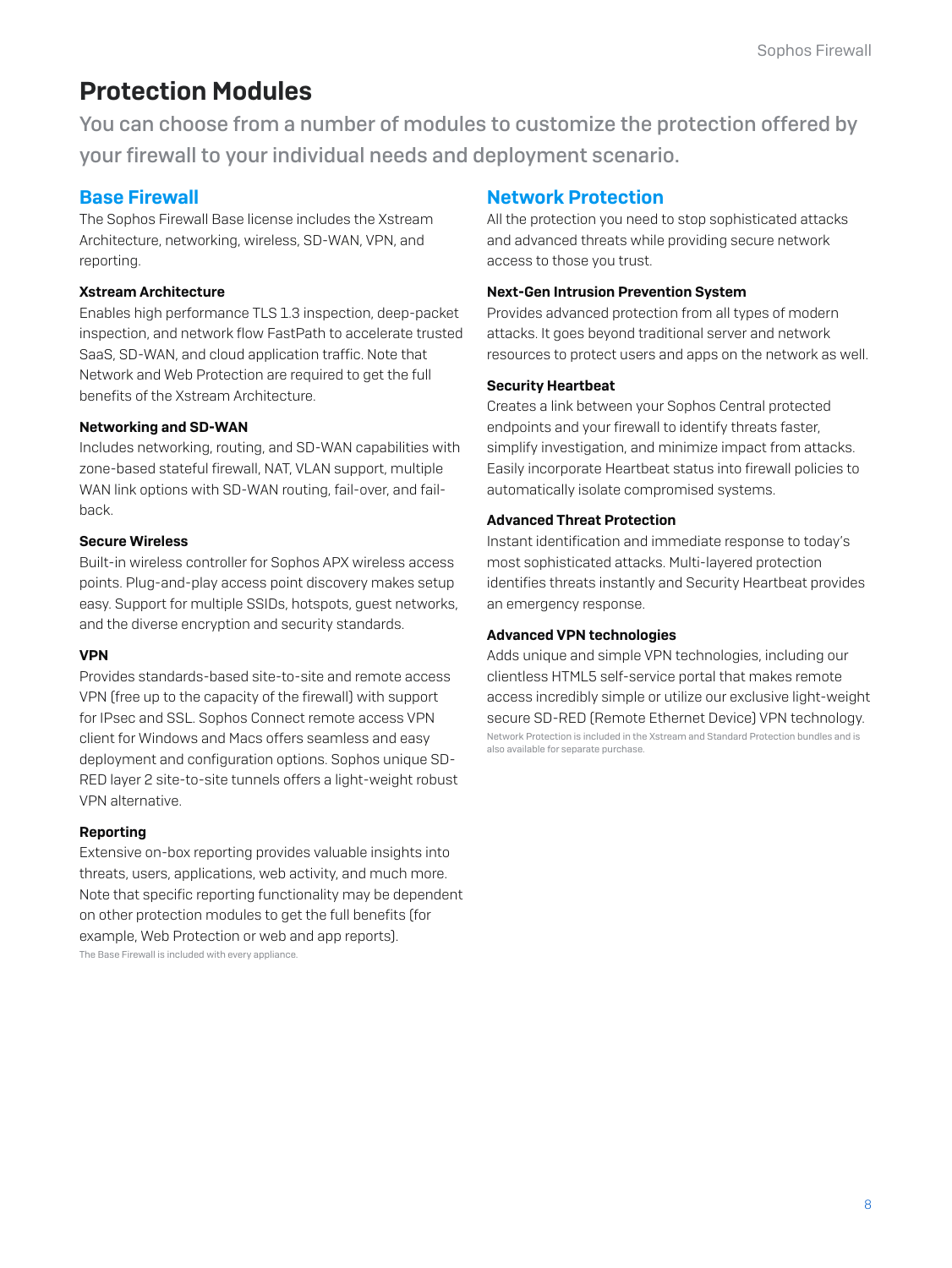# Protection Modules

You can choose from a number of modules to customize the protection offered by your firewall to your individual needs and deployment scenario.

## Base Firewall

The Sophos Firewall Base license includes the Xstream Architecture, networking, wireless, SD-WAN, VPN, and reporting.

### Xstream Architecture

Enables high performance TLS 1.3 inspection, deep-packet inspection, and network flow FastPath to accelerate trusted SaaS, SD-WAN, and cloud application traffic. Note that Network and Web Protection are required to get the full benefits of the Xstream Architecture.

### Networking and SD-WAN

Includes networking, routing, and SD-WAN capabilities with zone-based stateful firewall, NAT, VLAN support, multiple WAN link options with SD-WAN routing, fail-over, and fail-back.

### Secure Wireless

Built-in wireless controller for Sophos APX wireless access points. Plug-and-play access point discovery makes setup easy. Support for multiple SSIDs, hotspots, guest networks, and the diverse encryption and security standards.

### VPN

Provides standards-based site-to-site and remote access VPN (free up to the capacity of the firewall) with support for IPsec and SSL. Sophos Connect remote access VPN client for Windows and Macs offers seamless and easy deployment and configuration options. Sophos unique SD-RED layer 2 site-to-site tunnels offers a light-weight robust VPN alternative.

### Reporting

Extensive on-box reporting provides valuable insights into threats, users, applications, web activity, and much more. Note that specific reporting functionality may be dependent on other protection modules to get the full benefits (for example, Web Protection or web and app reports).

The Base Firewall is included with every appliance.

## Network Protection

All the protection you need to stop sophisticated attacks and advanced threats while providing secure network access to those you trust.

### Next-Gen Intrusion Prevention System

Provides advanced protection from all types of modern attacks. It goes beyond traditional server and network resources to protect users and apps on the network as well.

### Security Heartbeat

Creates a link between your Sophos Central protected endpoints and your firewall to identify threats faster, simplify investigation, and minimize impact from attacks. Easily incorporate Heartbeat status into firewall policies to automatically isolate compromised systems.

### Advanced Threat Protection

Instant identification and immediate response to today's most sophisticated attacks. Multi-layered protection identifies threats instantly and Security Heartbeat provides an emergency response.

### Advanced VPN technologies

Adds unique and simple VPN technologies, including our clientless HTML5 self-service portal that makes remote access incredibly simple or utilize our exclusive light-weight secure SD-RED (Remote Ethernet Device) VPN technology.

Network Protection is included in the Xstream and Standard Protection bundles and is also available for separate purchase.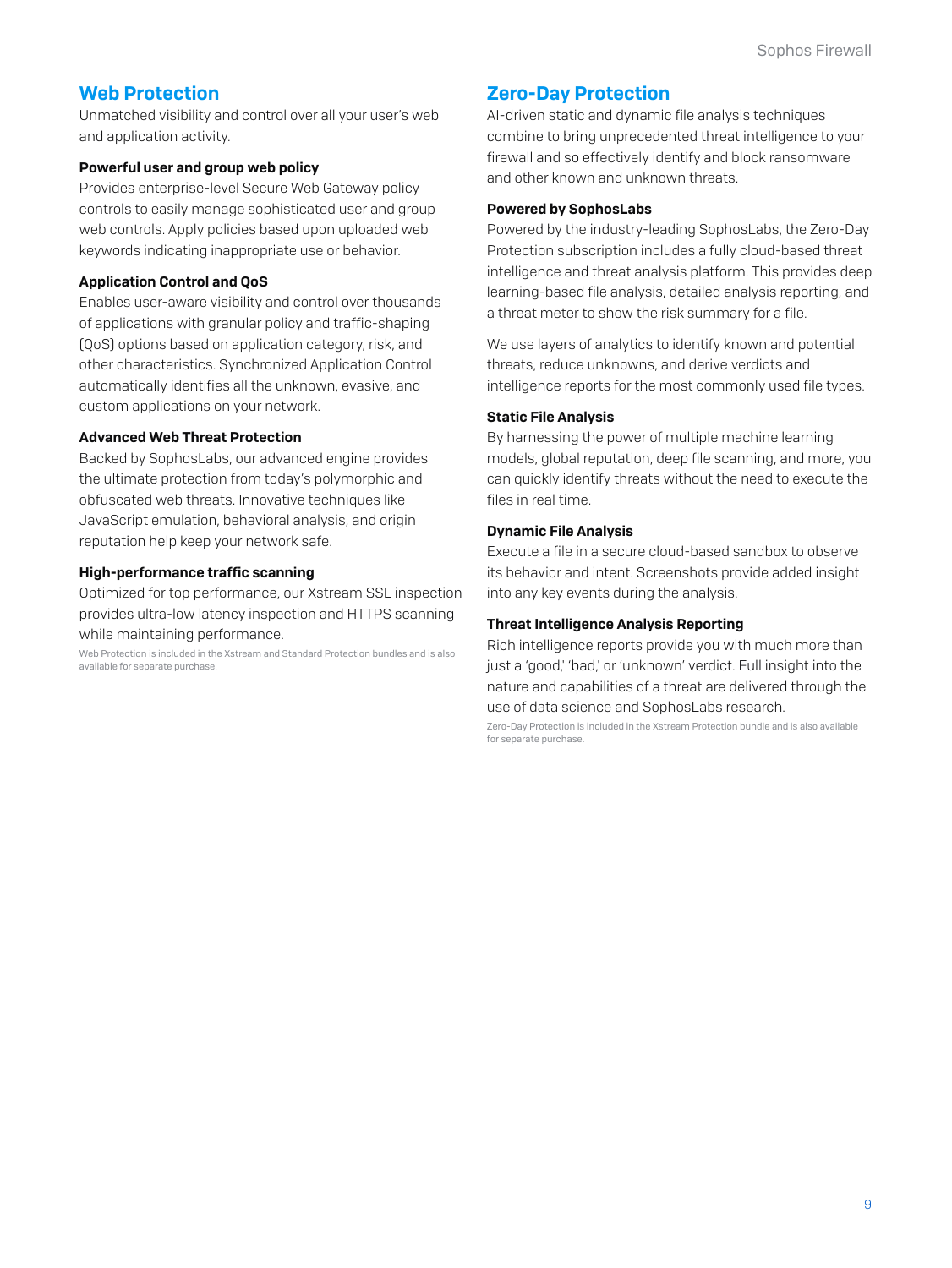## Web Protection

Unmatched visibility and control over all your user's web and application activity.

### Powerful user and group web policy

Provides enterprise-level Secure Web Gateway policy controls to easily manage sophisticated user and group web controls. Apply policies based upon uploaded web keywords indicating inappropriate use or behavior.

### Application Control and QoS

Enables user-aware visibility and control over thousands of applications with granular policy and traffic-shaping (QoS) options based on application category, risk, and other characteristics. Synchronized Application Control automatically identifies all the unknown, evasive, and custom applications on your network.

### Advanced Web Threat Protection

Backed by SophosLabs, our advanced engine provides the ultimate protection from today's polymorphic and obfuscated web threats. Innovative techniques like JavaScript emulation, behavioral analysis, and origin reputation help keep your network safe.

### High-performance traffic scanning

Optimized for top performance, our Xstream SSL inspection provides ultra-low latency inspection and HTTPS scanning while maintaining performance.

Web Protection is included in the Xstream and Standard Protection bundles and is also available for separate purchase.

## Zero-Day Protection

AI-driven static and dynamic file analysis techniques combine to bring unprecedented threat intelligence to your firewall and so effectively identify and block ransomware and other known and unknown threats.

### Powered by SophosLabs

Powered by the industry-leading SophosLabs, the Zero-Day Protection subscription includes a fully cloud-based threat intelligence and threat analysis platform. This provides deep learning-based file analysis, detailed analysis reporting, and a threat meter to show the risk summary for a file.

We use layers of analytics to identify known and potential threats, reduce unknowns, and derive verdicts and intelligence reports for the most commonly used file types.

### Static File Analysis

By harnessing the power of multiple machine learning models, global reputation, deep file scanning, and more, you can quickly identify threats without the need to execute the files in real time.

### Dynamic File Analysis

Execute a file in a secure cloud-based sandbox to observe its behavior and intent. Screenshots provide added insight into any key events during the analysis.

### Threat Intelligence Analysis Reporting

Rich intelligence reports provide you with much more than just a 'good,' 'bad,' or 'unknown' verdict. Full insight into the nature and capabilities of a threat are delivered through the use of data science and SophosLabs research.

Zero-Day Protection is included in the Xstream Protection bundle and is also available for separate purchase.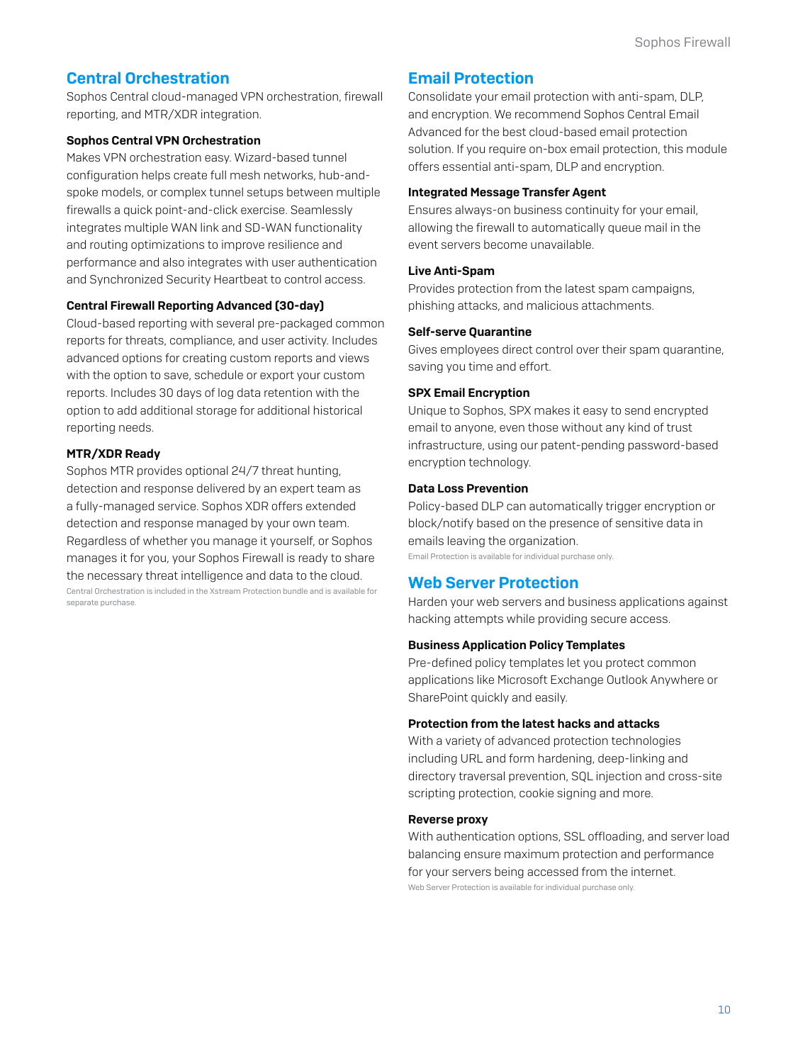## Central Orchestration

Sophos Central cloud-managed VPN orchestration, firewall reporting, and MTR/XDR integration.

### Sophos Central VPN Orchestration

Makes VPN orchestration easy. Wizard-based tunnel configuration helps create full mesh networks, hub-and-spoke models, or complex tunnel setups between multiple firewalls a quick point-and-click exercise. Seamlessly integrates multiple WAN link and SD-WAN functionality and routing optimizations to improve resilience and performance and also integrates with user authentication and Synchronized Security Heartbeat to control access.

### Central Firewall Reporting Advanced (30-day)

Cloud-based reporting with several pre-packaged common reports for threats, compliance, and user activity. Includes advanced options for creating custom reports and views with the option to save, schedule or export your custom reports. Includes 30 days of log data retention with the option to add additional storage for additional historical reporting needs.

### MTR/XDR Ready

Sophos MTR provides optional 24/7 threat hunting, detection and response delivered by an expert team as a fully-managed service. Sophos XDR offers extended detection and response managed by your own team. Regardless of whether you manage it yourself, or Sophos manages it for you, your Sophos Firewall is ready to share the necessary threat intelligence and data to the cloud.

Central Orchestration is included in the Xstream Protection bundle and is available for separate purchase.

## Email Protection

Consolidate your email protection with anti-spam, DLP, and encryption. We recommend Sophos Central Email Advanced for the best cloud-based email protection solution. If you require on-box email protection, this module offers essential anti-spam, DLP and encryption.

### Integrated Message Transfer Agent

Ensures always-on business continuity for your email, allowing the firewall to automatically queue mail in the event servers become unavailable.

### Live Anti-Spam

Provides protection from the latest spam campaigns, phishing attacks, and malicious attachments.

### Self-serve Quarantine

Gives employees direct control over their spam quarantine, saving you time and effort.

### SPX Email Encryption

Unique to Sophos, SPX makes it easy to send encrypted email to anyone, even those without any kind of trust infrastructure, using our patent-pending password-based encryption technology.

### Data Loss Prevention

Policy-based DLP can automatically trigger encryption or block/notify based on the presence of sensitive data in emails leaving the organization.

Email Protection is available for individual purchase only.

## Web Server Protection

Harden your web servers and business applications against hacking attempts while providing secure access.

### Business Application Policy Templates

Pre-defined policy templates let you protect common applications like Microsoft Exchange Outlook Anywhere or SharePoint quickly and easily.

### Protection from the latest hacks and attacks

With a variety of advanced protection technologies including URL and form hardening, deep-linking and directory traversal prevention, SQL injection and cross-site scripting protection, cookie signing and more.

### Reverse proxy

With authentication options, SSL offloading, and server load balancing ensure maximum protection and performance for your servers being accessed from the internet.

Web Server Protection is available for individual purchase only.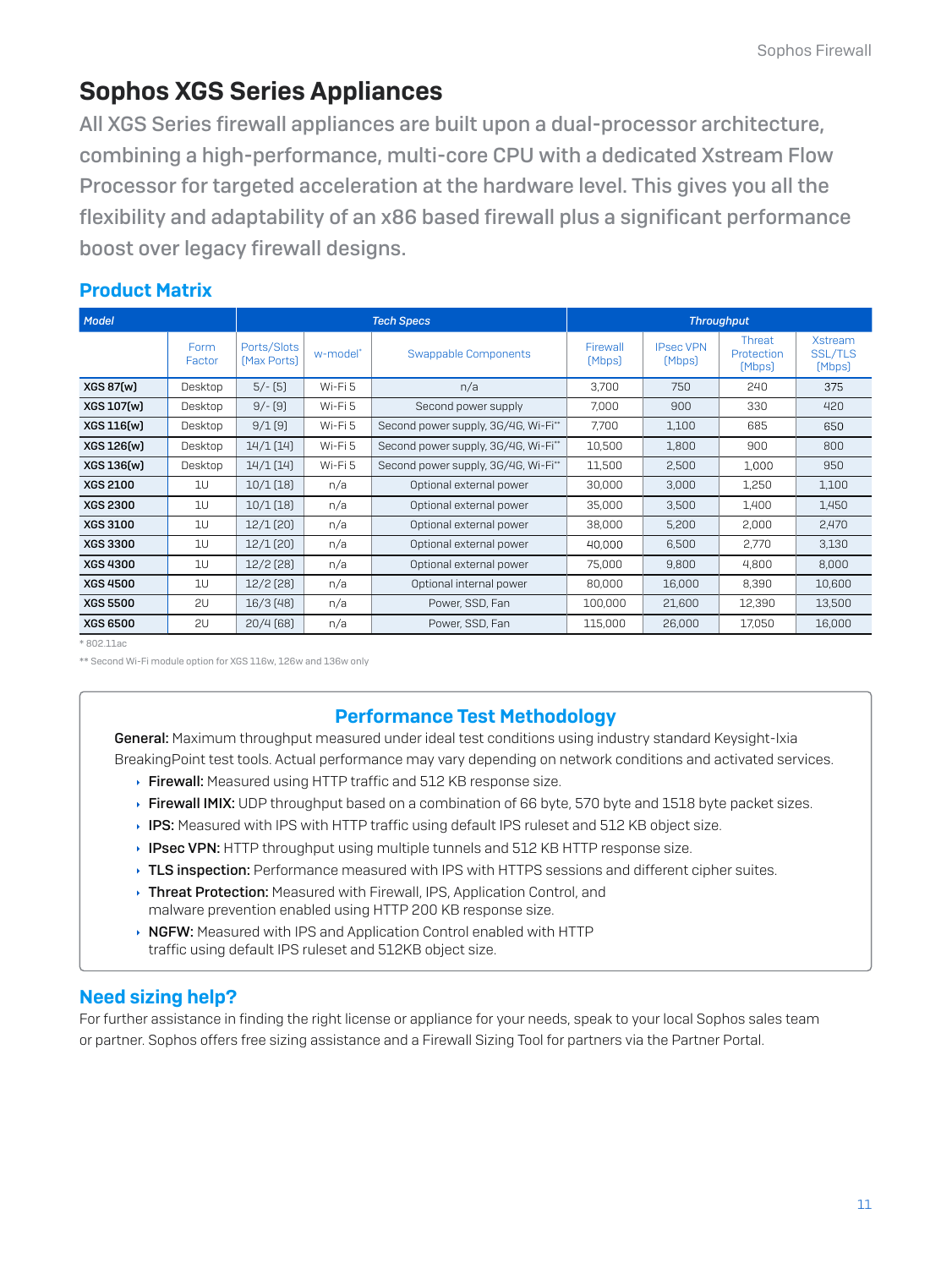# Sophos XGS Series Appliances

All XGS Series firewall appliances are built upon a dual-processor architecture, combining a high-performance, multi-core CPU with a dedicated Xstream Flow Processor for targeted acceleration at the hardware level. This gives you all the flexibility and adaptability of an x86 based firewall plus a significant performance boost over legacy firewall designs.

## Product Matrix

| Model | Tech Specs | | | | Throughput | | | |
|---|---|---|---|---|---|---|---|---|
| | Form Factor | Ports/Slots (Max Ports) | w-model* | Swappable Components | Firewall (Mbps) | IPsec VPN (Mbps) | Threat Protection (Mbps) | Xstream SSL/TLS (Mbps) |
| **XGS 87(w)** | Desktop | 5/- (5) | Wi-Fi 5 | n/a | 3,700 | 750 | 240 | 375 |
| **XGS 107(w)** | Desktop | 9/- (9) | Wi-Fi 5 | Second power supply | 7,000 | 900 | 330 | 420 |
| **XGS 116(w)** | Desktop | 9/1 (9) | Wi-Fi 5 | Second power supply, 3G/4G, Wi-Fi** | 7,700 | 1,100 | 685 | 650 |
| **XGS 126(w)** | Desktop | 14/1 (14) | Wi-Fi 5 | Second power supply, 3G/4G, Wi-Fi** | 10,500 | 1,800 | 900 | 800 |
| **XGS 136(w)** | Desktop | 14/1 (14) | Wi-Fi 5 | Second power supply, 3G/4G, Wi-Fi** | 11,500 | 2,500 | 1,000 | 950 |
| **XGS 2100** | 1U | 10/1 (18) | n/a | Optional external power | 30,000 | 3,000 | 1,250 | 1,100 |
| **XGS 2300** | 1U | 10/1 (18) | n/a | Optional external power | 35,000 | 3,500 | 1,400 | 1,450 |
| **XGS 3100** | 1U | 12/1 (20) | n/a | Optional external power | 38,000 | 5,200 | 2,000 | 2,470 |
| **XGS 3300** | 1U | 12/1 (20) | n/a | Optional external power | 40,000 | 6,500 | 2,770 | 3,130 |
| **XGS 4300** | 1U | 12/2 (28) | n/a | Optional external power | 75,000 | 9,800 | 4,800 | 8,000 |
| **XGS 4500** | 1U | 12/2 (28) | n/a | Optional internal power | 80,000 | 16,000 | 8,390 | 10,600 |
| **XGS 5500** | 2U | 16/3 (48) | n/a | Power, SSD, Fan | 100,000 | 21,600 | 12,390 | 13,500 |
| **XGS 6500** | 2U | 20/4 (68) | n/a | Power, SSD, Fan | 115,000 | 26,000 | 17,050 | 16,000 |

* 802.11ac

** Second Wi-Fi module option for XGS 116w, 126w and 136w only

### Performance Test Methodology

**General:** Maximum throughput measured under ideal test conditions using industry standard Keysight-Ixia BreakingPoint test tools. Actual performance may vary depending on network conditions and activated services.

- **Firewall:** Measured using HTTP traffic and 512 KB response size.
- **Firewall IMIX:** UDP throughput based on a combination of 66 byte, 570 byte and 1518 byte packet sizes.
- **IPS:** Measured with IPS with HTTP traffic using default IPS ruleset and 512 KB object size.
- **IPsec VPN:** HTTP throughput using multiple tunnels and 512 KB HTTP response size.
- **TLS inspection:** Performance measured with IPS with HTTPS sessions and different cipher suites.
- **Threat Protection:** Measured with Firewall, IPS, Application Control, and malware prevention enabled using HTTP 200 KB response size.
- **NGFW:** Measured with IPS and Application Control enabled with HTTP traffic using default IPS ruleset and 512KB object size.

## Need sizing help?

For further assistance in finding the right license or appliance for your needs, speak to your local Sophos sales team or partner. Sophos offers free sizing assistance and a Firewall Sizing Tool for partners via the Partner Portal.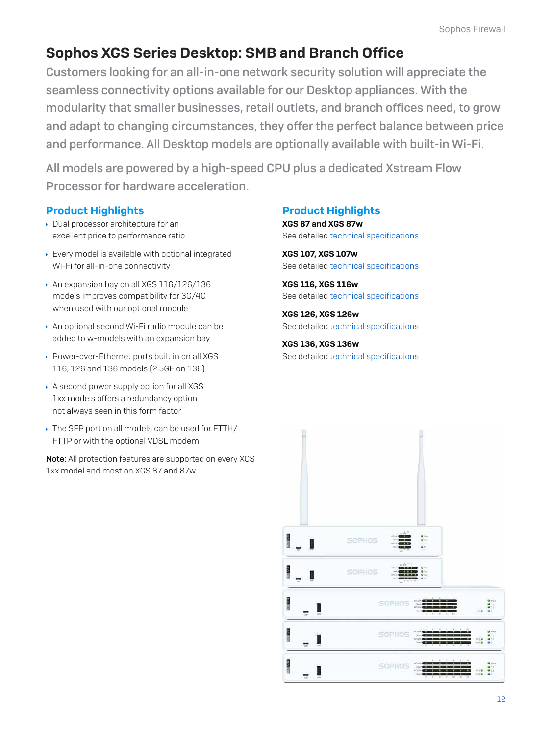# Sophos XGS Series Desktop: SMB and Branch Office

Customers looking for an all-in-one network security solution will appreciate the seamless connectivity options available for our Desktop appliances. With the modularity that smaller businesses, retail outlets, and branch offices need, to grow and adapt to changing circumstances, they offer the perfect balance between price and performance. All Desktop models are optionally available with built-in Wi-Fi.

All models are powered by a high-speed CPU plus a dedicated Xstream Flow Processor for hardware acceleration.

## Product Highlights

- Dual processor architecture for an excellent price to performance ratio
- Every model is available with optional integrated Wi-Fi for all-in-one connectivity
- An expansion bay on all XGS 116/126/136 models improves compatibility for 3G/4G when used with our optional module
- An optional second Wi-Fi radio module can be added to w-models with an expansion bay
- Power-over-Ethernet ports built in on all XGS 116, 126 and 136 models (2.5GE on 136)
- A second power supply option for all XGS 1xx models offers a redundancy option not always seen in this form factor
- The SFP port on all models can be used for FTTH/FTTP or with the optional VDSL modem

**Note:** All protection features are supported on every XGS 1xx model and most on XGS 87 and 87w

## Product Highlights

**XGS 87 and XGS 87w**
See detailed technical specifications

**XGS 107, XGS 107w**
See detailed technical specifications

**XGS 116, XGS 116w**
See detailed technical specifications

**XGS 126, XGS 126w**
See detailed technical specifications

**XGS 136, XGS 136w**
See detailed technical specifications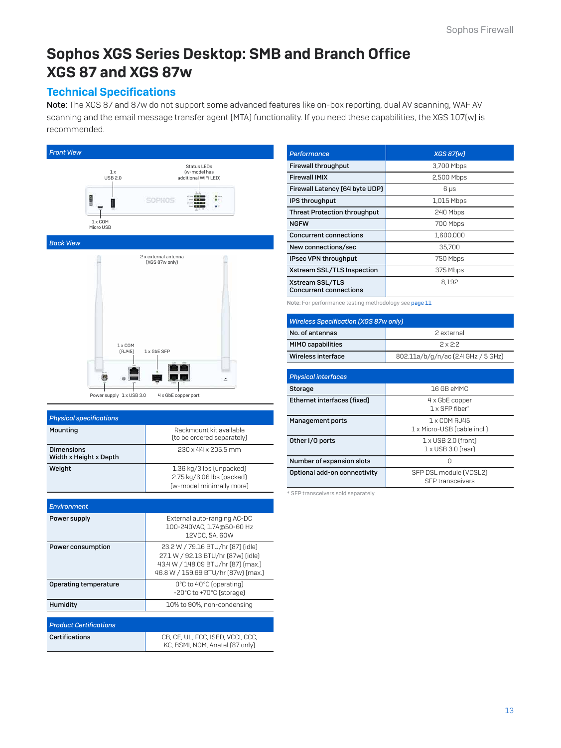# Sophos XGS Series Desktop: SMB and Branch Office XGS 87 and XGS 87w

## Technical Specifications

**Note:** The XGS 87 and 87w do not support some advanced features like on-box reporting, dual AV scanning, WAF AV scanning and the email message transfer agent (MTA) functionality. If you need these capabilities, the XGS 107(w) is recommended.

### Front View

1 x USB 2.0

Status LEDs (w-model has additional WiFi LED)

1 x COM Micro USB

### Back View

2 x external antenna (XGS 87w only)

1 x COM (RJ45)

1 x GbE SFP

Power supply

1 x USB 3.0

4 x GbE copper port

| Physical specifications | |
|---|---|
| Mounting | Rackmount kit available (to be ordered separately) |
| Dimensions Width x Height x Depth | 230 x 44 x 205.5 mm |
| Weight | 1.36 kg/3 lbs (unpacked)<br>2.75 kg/6.06 lbs (packed)<br>(w-model minimally more) |

| Environment | |
|---|---|
| Power supply | External auto-ranging AC-DC<br>100-240VAC, 1.7A@50-60 Hz<br>12VDC, 5A, 60W |
| Power consumption | 23.2 W / 79.16 BTU/hr (87) (idle)<br>27.1 W / 92.13 BTU/hr (87w) (idle)<br>43.4 W / 148.09 BTU/hr (87) (max.)<br>46.8 W / 159.69 BTU/hr (87w) (max.) |
| Operating temperature | 0°C to 40°C (operating)<br>-20°C to +70°C (storage) |
| Humidity | 10% to 90%, non-condensing |

| Product Certifications | |
|---|---|
| Certifications | CB, CE, UL, FCC, ISED, VCCI, CCC, KC, BSMI, NOM, Anatel (87 only) |

| Performance | XGS 87(w) |
|---|---|
| Firewall throughput | 3,700 Mbps |
| Firewall IMIX | 2,500 Mbps |
| Firewall Latency (64 byte UDP) | 6 µs |
| IPS throughput | 1,015 Mbps |
| Threat Protection throughput | 240 Mbps |
| NGFW | 700 Mbps |
| Concurrent connections | 1,600,000 |
| New connections/sec | 35,700 |
| IPsec VPN throughput | 750 Mbps |
| Xstream SSL/TLS Inspection | 375 Mbps |
| Xstream SSL/TLS Concurrent connections | 8,192 |

Note: For performance testing methodology see page 11

| Wireless Specification (XGS 87w only) | |
|---|---|
| No. of antennas | 2 external |
| MIMO capabilities | 2 x 2:2 |
| Wireless interface | 802.11a/b/g/n/ac (2.4 GHz / 5 GHz) |

| Physical interfaces | |
|---|---|
| Storage | 16 GB eMMC |
| Ethernet interfaces (fixed) | 4 x GbE copper<br>1 x SFP fiber* |
| Management ports | 1 x COM RJ45<br>1 x Micro-USB (cable incl.) |
| Other I/O ports | 1 x USB 2.0 (front)<br>1 x USB 3.0 (rear) |
| Number of expansion slots | 0 |
| Optional add-on connectivity | SFP DSL module (VDSL2)<br>SFP transceivers |

\* SFP transceivers sold separately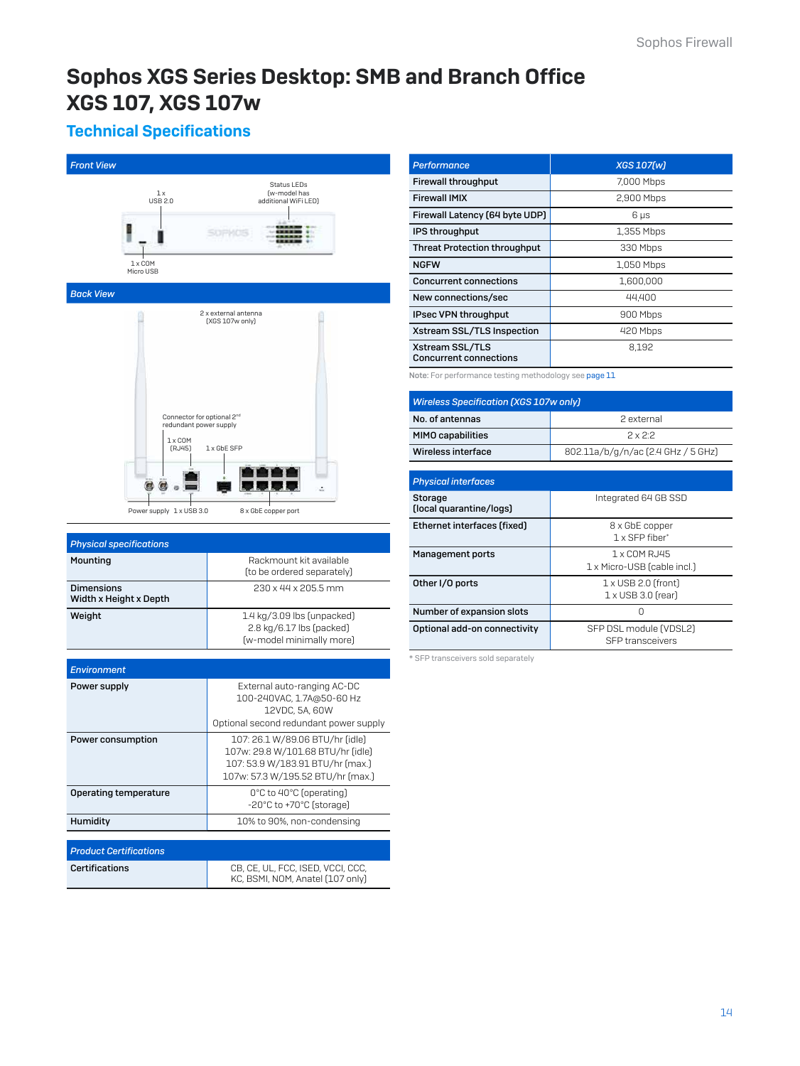# Sophos XGS Series Desktop: SMB and Branch Office
# XGS 107, XGS 107w

## Technical Specifications

### Front View

1 x USB 2.0

Status LEDs (w-model has additional WiFi LED)

1 x COM Micro USB

### Back View

2 x external antenna (XGS 107w only)

Connector for optional 2nd redundant power supply

1 x COM (RJ45)

1 x GbE SFP

Power supply

1 x USB 3.0

8 x GbE copper port

| Physical specifications | |
|---|---|
| Mounting | Rackmount kit available (to be ordered separately) |
| Dimensions Width x Height x Depth | 230 x 44 x 205.5 mm |
| Weight | 1.4 kg/3.09 lbs (unpacked) 2.8 kg/6.17 lbs (packed) (w-model minimally more) |

| Environment | |
|---|---|
| Power supply | External auto-ranging AC-DC 100-240VAC, 1.7A@50-60 Hz 12VDC, 5A, 60W Optional second redundant power supply |
| Power consumption | 107: 26.1 W/89.06 BTU/hr (idle) 107w: 29.8 W/101.68 BTU/hr (idle) 107: 53.9 W/183.91 BTU/hr (max.) 107w: 57.3 W/195.52 BTU/hr (max.) |
| Operating temperature | 0°C to 40°C (operating) -20°C to +70°C (storage) |
| Humidity | 10% to 90%, non-condensing |

| Product Certifications | |
|---|---|
| Certifications | CB, CE, UL, FCC, ISED, VCCI, CCC, KC, BSMI, NOM, Anatel (107 only) |

| Performance | XGS 107(w) |
|---|---|
| Firewall throughput | 7,000 Mbps |
| Firewall IMIX | 2,900 Mbps |
| Firewall Latency (64 byte UDP) | 6 µs |
| IPS throughput | 1,355 Mbps |
| Threat Protection throughput | 330 Mbps |
| NGFW | 1,050 Mbps |
| Concurrent connections | 1,600,000 |
| New connections/sec | 44,400 |
| IPsec VPN throughput | 900 Mbps |
| Xstream SSL/TLS Inspection | 420 Mbps |
| Xstream SSL/TLS Concurrent connections | 8,192 |

**Note:** For performance testing methodology see page 11

| Wireless Specification (XGS 107w only) | |
|---|---|
| No. of antennas | 2 external |
| MIMO capabilities | 2 x 2:2 |
| Wireless interface | 802.11a/b/g/n/ac (2.4 GHz / 5 GHz) |

| Physical interfaces | |
|---|---|
| Storage (local quarantine/logs) | Integrated 64 GB SSD |
| Ethernet interfaces (fixed) | 8 x GbE copper 1 x SFP fiber* |
| Management ports | 1 x COM RJ45 1 x Micro-USB (cable incl.) |
| Other I/O ports | 1 x USB 2.0 (front) 1 x USB 3.0 (rear) |
| Number of expansion slots | 0 |
| Optional add-on connectivity | SFP DSL module (VDSL2) SFP transceivers |

* SFP transceivers sold separately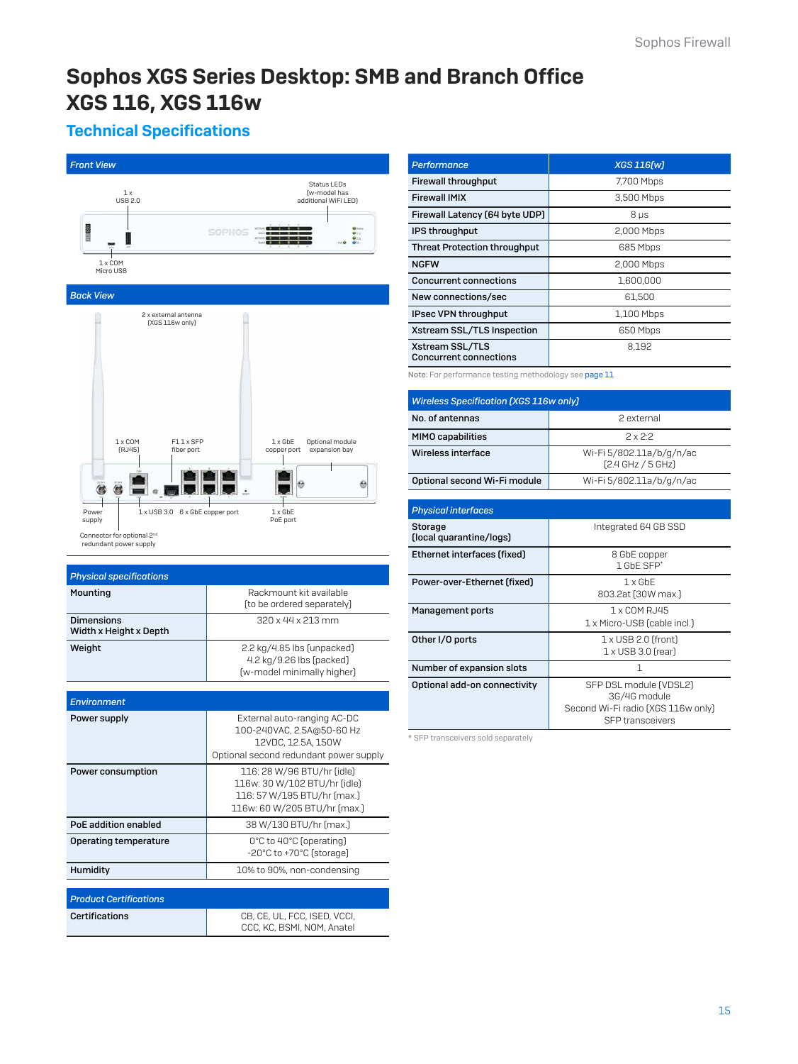# Sophos XGS Series Desktop: SMB and Branch Office XGS 116, XGS 116w

## Technical Specifications

### Front View

1 x USB 2.0

Status LEDs (w-model has additional WiFi LED)

1 x COM Micro USB

### Back View

2 x external antenna (XGS 116w only)

1 x COM (RJ45)

F1 1 x SFP fiber port

1 x GbE copper port

Optional module expansion bay

Power supply

1 x USB 3.0

6 x GbE copper port

1 x GbE PoE port

Connector for optional 2nd redundant power supply

| Physical specifications | |
|---|---|
| Mounting | Rackmount kit available (to be ordered separately) |
| Dimensions Width x Height x Depth | 320 x 44 x 213 mm |
| Weight | 2.2 kg/4.85 lbs (unpacked) 4.2 kg/9.26 lbs (packed) (w-model minimally higher) |

| Environment | |
|---|---|
| Power supply | External auto-ranging AC-DC 100-240VAC, 2.5A@50-60 Hz 12VDC, 12.5A, 150W Optional second redundant power supply |
| Power consumption | 116: 28 W/96 BTU/hr (idle) 116w: 30 W/102 BTU/hr (idle) 116: 57 W/195 BTU/hr (max.) 116w: 60 W/205 BTU/hr (max.) |
| PoE addition enabled | 38 W/130 BTU/hr (max.) |
| Operating temperature | 0°C to 40°C (operating) -20°C to +70°C (storage) |
| Humidity | 10% to 90%, non-condensing |

| Product Certifications | |
|---|---|
| Certifications | CB, CE, UL, FCC, ISED, VCCI, CCC, KC, BSMI, NOM, Anatel |

| Performance | XGS 116(w) |
|---|---|
| Firewall throughput | 7,700 Mbps |
| Firewall IMIX | 3,500 Mbps |
| Firewall Latency (64 byte UDP) | 8 µs |
| IPS throughput | 2,000 Mbps |
| Threat Protection throughput | 685 Mbps |
| NGFW | 2,000 Mbps |
| Concurrent connections | 1,600,000 |
| New connections/sec | 61,500 |
| IPsec VPN throughput | 1,100 Mbps |
| Xstream SSL/TLS Inspection | 650 Mbps |
| Xstream SSL/TLS Concurrent connections | 8,192 |

Note: For performance testing methodology see page 11

| Wireless Specification (XGS 116w only) | |
|---|---|
| No. of antennas | 2 external |
| MIMO capabilities | 2 x 2:2 |
| Wireless interface | Wi-Fi 5/802.11a/b/g/n/ac (2.4 GHz / 5 GHz) |
| Optional second Wi-Fi module | Wi-Fi 5/802.11a/b/g/n/ac |

| Physical interfaces | |
|---|---|
| Storage (local quarantine/logs) | Integrated 64 GB SSD |
| Ethernet interfaces (fixed) | 8 GbE copper 1 GbE SFP* |
| Power-over-Ethernet (fixed) | 1 x GbE 803.2at (30W max.) |
| Management ports | 1 x COM RJ45 1 x Micro-USB (cable incl.) |
| Other I/O ports | 1 x USB 2.0 (front) 1 x USB 3.0 (rear) |
| Number of expansion slots | 1 |
| Optional add-on connectivity | SFP DSL module (VDSL2) 3G/4G module Second Wi-Fi radio (XGS 116w only) SFP transceivers |

* SFP transceivers sold separately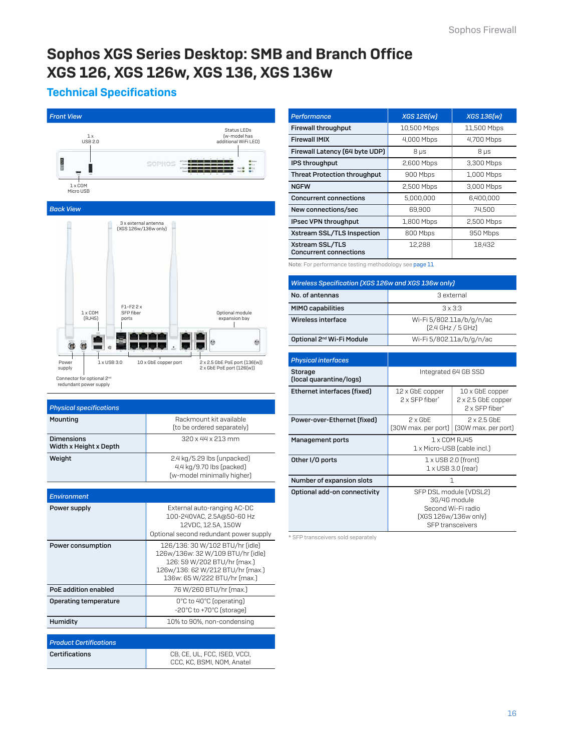# Sophos XGS Series Desktop: SMB and Branch Office
# XGS 126, XGS 126w, XGS 136, XGS 136w

## Technical Specifications

### Front View

1 x USB 2.0

Status LEDs (w-model has additional WiFi LED)

1 x COM Micro USB

### Back View

3 x external antenna (XGS 126w/136w only)

1 x COM (RJ45)

F1–F2 2 x SFP fiber ports

Optional module expansion bay

Power supply

1 x USB 3.0

10 x GbE copper port

2 x 2.5 GbE PoE port (136[w]) 2 x GbE PoE port (126[w])

Connector for optional 2nd redundant power supply

| Physical specifications | |
|---|---|
| Mounting | Rackmount kit available (to be ordered separately) |
| Dimensions Width x Height x Depth | 320 x 44 x 213 mm |
| Weight | 2.4 kg/5.29 lbs (unpacked) 4.4 kg/9.70 lbs (packed) (w-model minimally higher) |

| Environment | |
|---|---|
| Power supply | External auto-ranging AC-DC 100-240VAC, 2.5A@50-60 Hz 12VDC, 12.5A, 150W Optional second redundant power supply |
| Power consumption | 126/136: 30 W/102 BTU/hr (idle) 126w/136w: 32 W/109 BTU/hr (idle) 126: 59 W/202 BTU/hr (max.) 126w/136: 62 W/212 BTU/hr (max.) 136w: 65 W/222 BTU/hr (max.) |
| PoE addition enabled | 76 W/260 BTU/hr (max.) |
| Operating temperature | 0°C to 40°C (operating) -20°C to +70°C (storage) |
| Humidity | 10% to 90%, non-condensing |

| Product Certifications | |
|---|---|
| Certifications | CB, CE, UL, FCC, ISED, VCCI, CCC, KC, BSMI, NOM, Anatel |

| Performance | XGS 126(w) | XGS 136(w) |
|---|---|---|
| Firewall throughput | 10,500 Mbps | 11,500 Mbps |
| Firewall IMIX | 4,000 Mbps | 4,700 Mbps |
| Firewall Latency (64 byte UDP) | 8 µs | 8 µs |
| IPS throughput | 2,600 Mbps | 3,300 Mbps |
| Threat Protection throughput | 900 Mbps | 1,000 Mbps |
| NGFW | 2,500 Mbps | 3,000 Mbps |
| Concurrent connections | 5,000,000 | 6,400,000 |
| New connections/sec | 69,900 | 74,500 |
| IPsec VPN throughput | 1,800 Mbps | 2,500 Mbps |
| Xstream SSL/TLS Inspection | 800 Mbps | 950 Mbps |
| Xstream SSL/TLS Concurrent connections | 12,288 | 18,432 |

Note: For performance testing methodology see page 11

| Wireless Specification (XGS 126w and XGS 136w only) | |
|---|---|
| No. of antennas | 3 external |
| MIMO capabilities | 3 x 3:3 |
| Wireless interface | Wi-Fi 5/802.11a/b/g/n/ac (2.4 GHz / 5 GHz) |
| Optional 2nd Wi-Fi Module | Wi-Fi 5/802.11a/b/g/n/ac |

| Physical interfaces | | |
|---|---|---|
| Storage (local quarantine/logs) | Integrated 64 GB SSD | |
| Ethernet interfaces (fixed) | 12 x GbE copper 2 x SFP fiber* | 10 x GbE copper 2 x 2.5 GbE copper 2 x SFP fiber* |
| Power-over-Ethernet (fixed) | 2 x GbE (30W max. per port) | 2 x 2.5 GbE (30W max. per port) |
| Management ports | 1 x COM RJ45 1 x Micro-USB (cable incl.) | |
| Other I/O ports | 1 x USB 2.0 (front) 1 x USB 3.0 (rear) | |
| Number of expansion slots | 1 | |
| Optional add-on connectivity | SFP DSL module (VDSL2) 3G/4G module Second Wi-Fi radio (XGS 126w/136w only) SFP transceivers | |

* SFP transceivers sold separately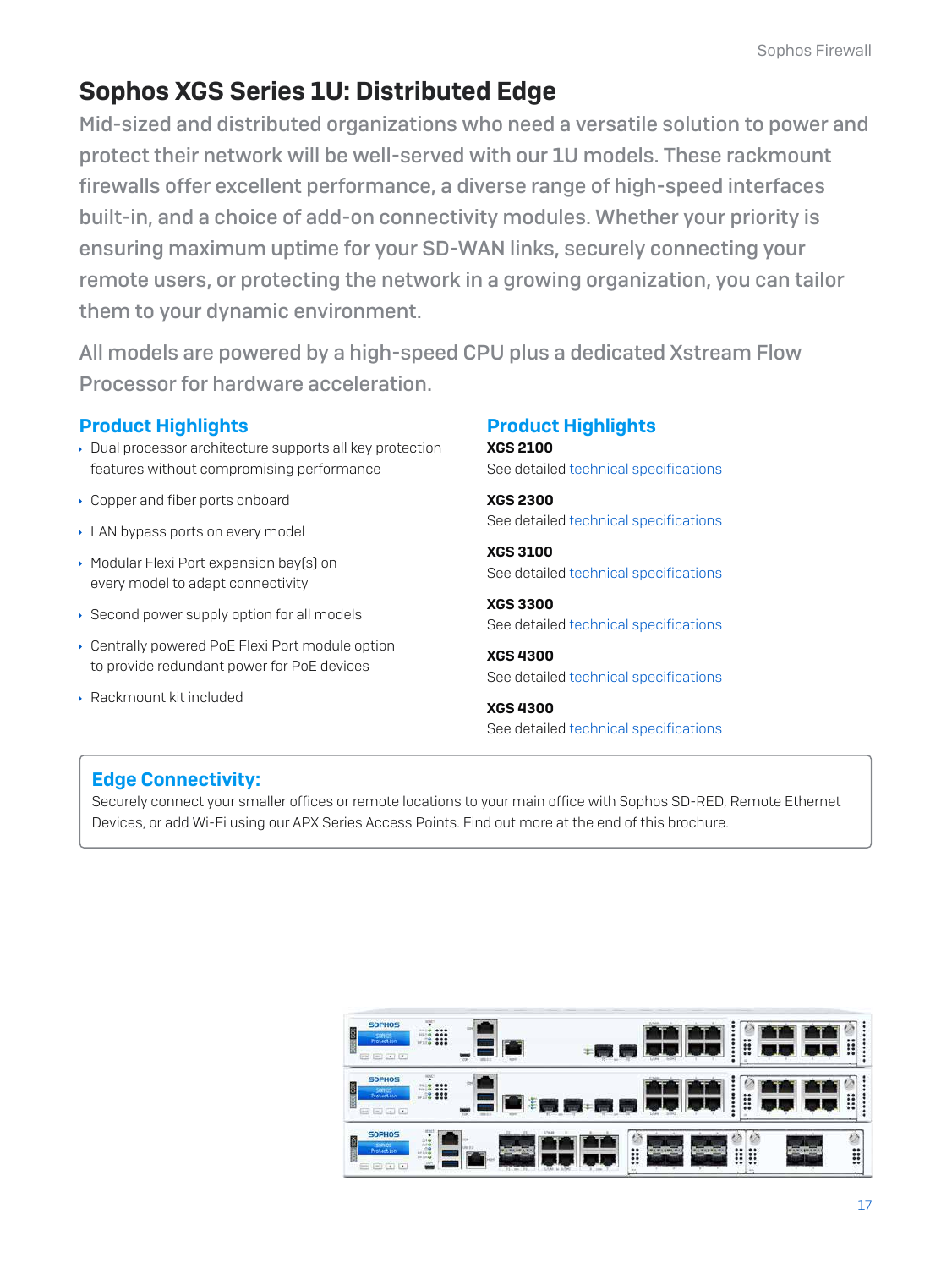# Sophos XGS Series 1U: Distributed Edge

Mid-sized and distributed organizations who need a versatile solution to power and protect their network will be well-served with our 1U models. These rackmount firewalls offer excellent performance, a diverse range of high-speed interfaces built-in, and a choice of add-on connectivity modules. Whether your priority is ensuring maximum uptime for your SD-WAN links, securely connecting your remote users, or protecting the network in a growing organization, you can tailor them to your dynamic environment.

All models are powered by a high-speed CPU plus a dedicated Xstream Flow Processor for hardware acceleration.

## Product Highlights

- Dual processor architecture supports all key protection features without compromising performance
- Copper and fiber ports onboard
- LAN bypass ports on every model
- Modular Flexi Port expansion bay(s) on every model to adapt connectivity
- Second power supply option for all models
- Centrally powered PoE Flexi Port module option to provide redundant power for PoE devices
- Rackmount kit included

## Product Highlights

**XGS 2100**
See detailed technical specifications

**XGS 2300**
See detailed technical specifications

**XGS 3100**
See detailed technical specifications

**XGS 3300**
See detailed technical specifications

**XGS 4300**
See detailed technical specifications

**XGS 4300**
See detailed technical specifications

## Edge Connectivity:

Securely connect your smaller offices or remote locations to your main office with Sophos SD-RED, Remote Ethernet Devices, or add Wi-Fi using our APX Series Access Points. Find out more at the end of this brochure.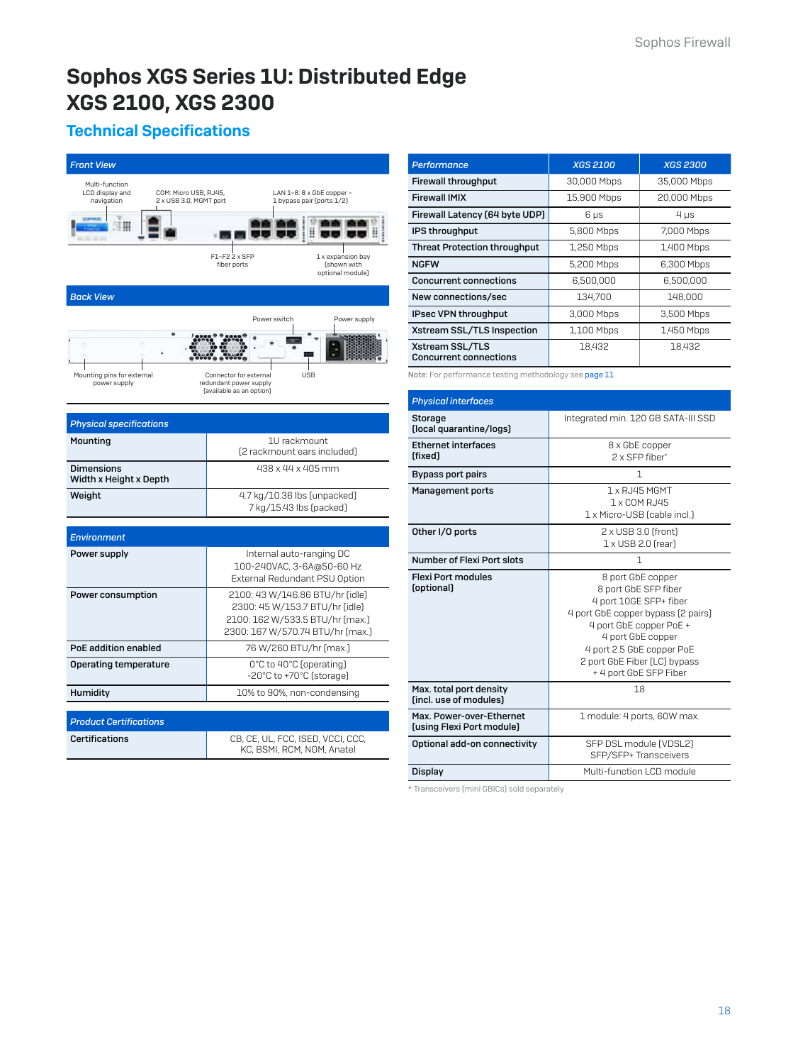# Sophos XGS Series 1U: Distributed Edge XGS 2100, XGS 2300

## Technical Specifications

### Front View

Multi-function LCD display and navigation

COM: Micro USB, RJ45, 2 x USB 3.0, MGMT port

LAN 1–8: 8 x GbE copper – 1 bypass pair (ports 1/2)

F1–F2 2 x SFP fiber ports

1 x expansion bay (shown with optional module)

### Back View

Power switch

Power supply

Mounting pins for external power supply

Connector for external redundant power supply (available as an option)

USB

| Physical specifications | |
|---|---|
| Mounting | 1U rackmount<br>(2 rackmount ears included) |
| Dimensions<br>Width x Height x Depth | 438 x 44 x 405 mm |
| Weight | 4.7 kg/10.36 lbs (unpacked)<br>7 kg/15.43 lbs (packed) |

| Environment | |
|---|---|
| Power supply | Internal auto-ranging DC<br>100-240VAC, 3-6A@50-60 Hz<br>External Redundant PSU Option |
| Power consumption | 2100: 43 W/146.86 BTU/hr (idle)<br>2300: 45 W/153.7 BTU/hr (idle)<br>2100: 162 W/533.5 BTU/hr (max.)<br>2300: 167 W/570.74 BTU/hr (max.) |
| PoE addition enabled | 76 W/260 BTU/hr (max.) |
| Operating temperature | 0°C to 40°C (operating)<br>-20°C to +70°C (storage) |
| Humidity | 10% to 90%, non-condensing |

| Product Certifications | |
|---|---|
| Certifications | CB, CE, UL, FCC, ISED, VCCI, CCC, KC, BSMI, RCM, NOM, Anatel |

| Performance | XGS 2100 | XGS 2300 |
|---|---|---|
| Firewall throughput | 30,000 Mbps | 35,000 Mbps |
| Firewall IMIX | 15,900 Mbps | 20,000 Mbps |
| Firewall Latency (64 byte UDP) | 6 µs | 4 µs |
| IPS throughput | 5,800 Mbps | 7,000 Mbps |
| Threat Protection throughput | 1,250 Mbps | 1,400 Mbps |
| NGFW | 5,200 Mbps | 6,300 Mbps |
| Concurrent connections | 6,500,000 | 6,500,000 |
| New connections/sec | 134,700 | 148,000 |
| IPsec VPN throughput | 3,000 Mbps | 3,500 Mbps |
| Xstream SSL/TLS Inspection | 1,100 Mbps | 1,450 Mbps |
| Xstream SSL/TLS Concurrent connections | 18,432 | 18,432 |

Note: For performance testing methodology see page 11

| Physical interfaces | |
|---|---|
| Storage<br>(local quarantine/logs) | Integrated min. 120 GB SATA-III SSD |
| Ethernet interfaces<br>(fixed) | 8 x GbE copper<br>2 x SFP fiber* |
| Bypass port pairs | 1 |
| Management ports | 1 x RJ45 MGMT<br>1 x COM RJ45<br>1 x Micro-USB (cable incl.) |
| Other I/O ports | 2 x USB 3.0 (front)<br>1 x USB 2.0 (rear) |
| Number of Flexi Port slots | 1 |
| Flexi Port modules<br>(optional) | 8 port GbE copper<br>8 port GbE SFP fiber<br>4 port 10GE SFP+ fiber<br>4 port GbE copper bypass (2 pairs)<br>4 port GbE copper PoE +<br>4 port GbE copper<br>4 port 2.5 GbE copper PoE<br>2 port GbE Fiber (LC) bypass<br>+ 4 port GbE SFP Fiber |
| Max. total port density<br>(incl. use of modules) | 18 |
| Max. Power-over-Ethernet<br>(using Flexi Port module) | 1 module: 4 ports, 60W max. |
| Optional add-on connectivity | SFP DSL module (VDSL2)<br>SFP/SFP+ Transceivers |
| Display | Multi-function LCD module |

* Transceivers (mini GBICs) sold separately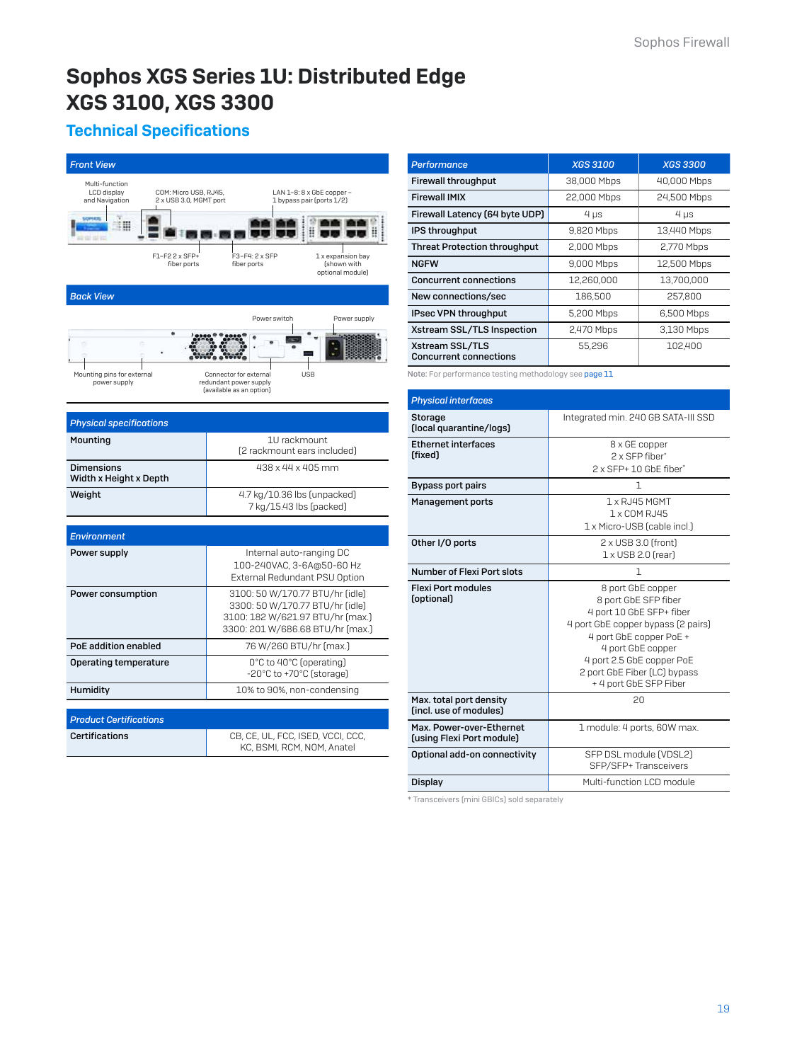# Sophos XGS Series 1U: Distributed Edge XGS 3100, XGS 3300

## Technical Specifications

### Front View

Multi-function LCD display and Navigation

COM: Micro USB, RJ45, 2 x USB 3.0, MGMT port

LAN 1–8: 8 x GbE copper – 1 bypass pair (ports 1/2)

F1–F2 2 x SFP+ fiber ports

F3–F4: 2 x SFP fiber ports

1 x expansion bay (shown with optional module)

### Back View

Power switch

Power supply

Mounting pins for external power supply

Connector for external redundant power supply (available as an option)

USB

| Physical specifications | |
|---|---|
| Mounting | 1U rackmount<br>(2 rackmount ears included) |
| Dimensions<br>Width x Height x Depth | 438 x 44 x 405 mm |
| Weight | 4.7 kg/10.36 lbs (unpacked)<br>7 kg/15.43 lbs (packed) |

| Environment | |
|---|---|
| Power supply | Internal auto-ranging DC<br>100-240VAC, 3-6A@50-60 Hz<br>External Redundant PSU Option |
| Power consumption | 3100: 50 W/170.77 BTU/hr (idle)<br>3300: 50 W/170.77 BTU/hr (idle)<br>3100: 182 W/621.97 BTU/hr (max.)<br>3300: 201 W/686.68 BTU/hr (max.) |
| PoE addition enabled | 76 W/260 BTU/hr (max.) |
| Operating temperature | 0°C to 40°C (operating)<br>-20°C to +70°C (storage) |
| Humidity | 10% to 90%, non-condensing |

| Product Certifications | |
|---|---|
| Certifications | CB, CE, UL, FCC, ISED, VCCI, CCC, KC, BSMI, RCM, NOM, Anatel |

| Performance | XGS 3100 | XGS 3300 |
|---|---|---|
| Firewall throughput | 38,000 Mbps | 40,000 Mbps |
| Firewall IMIX | 22,000 Mbps | 24,500 Mbps |
| Firewall Latency (64 byte UDP) | 4 µs | 4 µs |
| IPS throughput | 9,820 Mbps | 13,440 Mbps |
| Threat Protection throughput | 2,000 Mbps | 2,770 Mbps |
| NGFW | 9,000 Mbps | 12,500 Mbps |
| Concurrent connections | 12,260,000 | 13,700,000 |
| New connections/sec | 186,500 | 257,800 |
| IPsec VPN throughput | 5,200 Mbps | 6,500 Mbps |
| Xstream SSL/TLS Inspection | 2,470 Mbps | 3,130 Mbps |
| Xstream SSL/TLS Concurrent connections | 55,296 | 102,400 |

Note: For performance testing methodology see page 11

| Physical interfaces | |
|---|---|
| Storage<br>(local quarantine/logs) | Integrated min. 240 GB SATA-III SSD |
| Ethernet interfaces<br>(fixed) | 8 x GE copper<br>2 x SFP fiber*<br>2 x SFP+ 10 GbE fiber* |
| Bypass port pairs | 1 |
| Management ports | 1 x RJ45 MGMT<br>1 x COM RJ45<br>1 x Micro-USB (cable incl.) |
| Other I/O ports | 2 x USB 3.0 (front)<br>1 x USB 2.0 (rear) |
| Number of Flexi Port slots | 1 |
| Flexi Port modules<br>(optional) | 8 port GbE copper<br>8 port GbE SFP fiber<br>4 port 10 GbE SFP+ fiber<br>4 port GbE copper bypass (2 pairs)<br>4 port GbE copper PoE +<br>4 port GbE copper<br>4 port 2.5 GbE copper PoE<br>2 port GbE Fiber (LC) bypass<br>+ 4 port GbE SFP Fiber |
| Max. total port density<br>(incl. use of modules) | 20 |
| Max. Power-over-Ethernet<br>(using Flexi Port module) | 1 module: 4 ports, 60W max. |
| Optional add-on connectivity | SFP DSL module (VDSL2)<br>SFP/SFP+ Transceivers |
| Display | Multi-function LCD module |

* Transceivers (mini GBICs) sold separately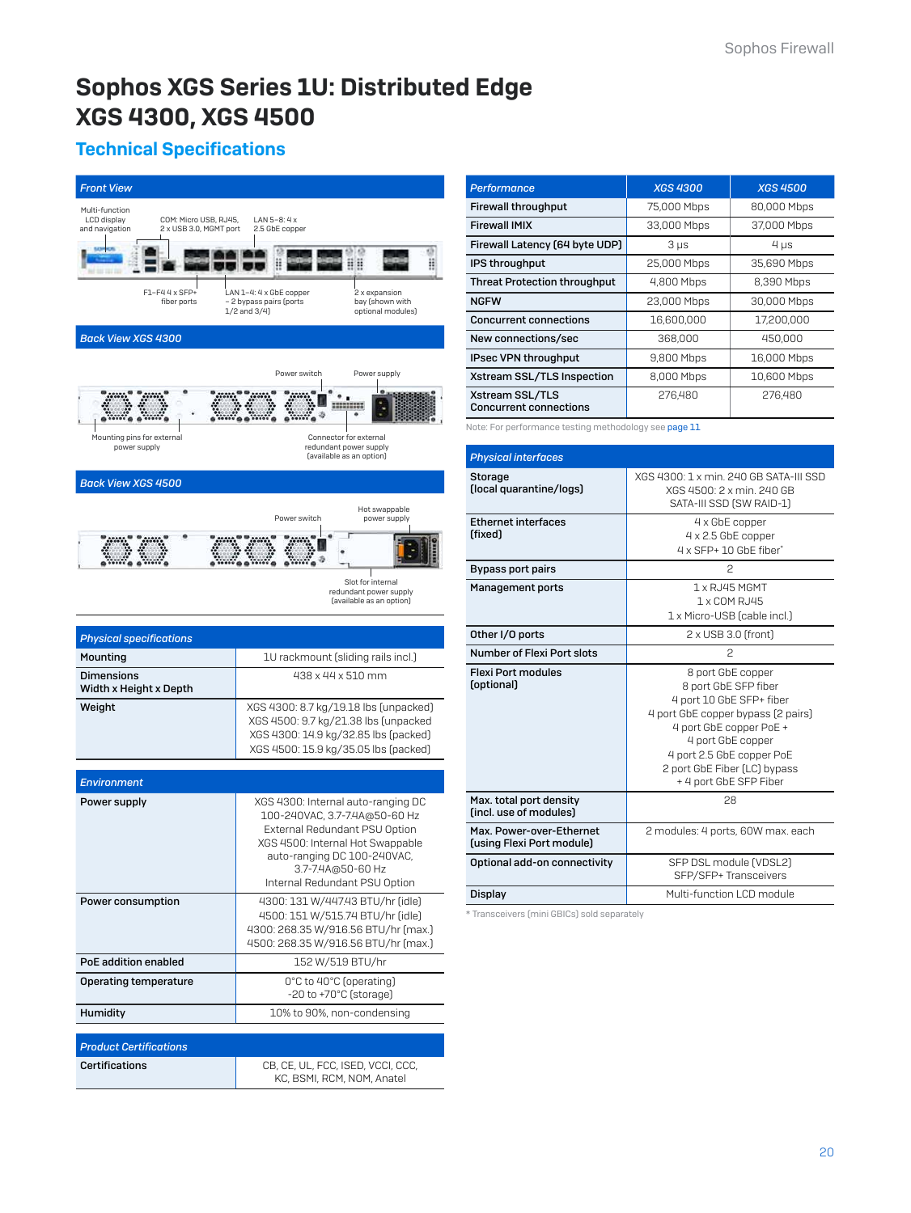# Sophos XGS Series 1U: Distributed Edge XGS 4300, XGS 4500

## Technical Specifications

### Front View

Multi-function LCD display and navigation

COM: Micro USB, RJ45, 2 x USB 3.0, MGMT port

LAN 5–8: 4 x 2.5 GbE copper

F1–F4 4 x SFP+ fiber ports

LAN 1–4: 4 x GbE copper – 2 bypass pairs (ports 1/2 and 3/4)

2 x expansion bay (shown with optional modules)

### Back View XGS 4300

Power switch

Power supply

Mounting pins for external power supply

Connector for external redundant power supply (available as an option)

### Back View XGS 4500

Power switch

Hot swappable power supply

Slot for internal redundant power supply (available as an option)

| Physical specifications | |
|---|---|
| Mounting | 1U rackmount (sliding rails incl.) |
| Dimensions Width x Height x Depth | 438 x 44 x 510 mm |
| Weight | XGS 4300: 8.7 kg/19.18 lbs (unpacked) XGS 4500: 9.7 kg/21.38 lbs (unpacked XGS 4300: 14.9 kg/32.85 lbs (packed) XGS 4500: 15.9 kg/35.05 lbs (packed) |

| Environment | |
|---|---|
| Power supply | XGS 4300: Internal auto-ranging DC 100-240VAC, 3.7-7.4A@50-60 Hz External Redundant PSU Option XGS 4500: Internal Hot Swappable auto-ranging DC 100-240VAC, 3.7-7.4A@50-60 Hz Internal Redundant PSU Option |
| Power consumption | 4300: 131 W/447.43 BTU/hr (idle) 4500: 151 W/515.74 BTU/hr (idle) 4300: 268.35 W/916.56 BTU/hr (max.) 4500: 268.35 W/916.56 BTU/hr (max.) |
| PoE addition enabled | 152 W/519 BTU/hr |
| Operating temperature | 0°C to 40°C (operating) -20 to +70°C (storage) |
| Humidity | 10% to 90%, non-condensing |

| Product Certifications | |
|---|---|
| Certifications | CB, CE, UL, FCC, ISED, VCCI, CCC, KC, BSMI, RCM, NOM, Anatel |

| Performance | XGS 4300 | XGS 4500 |
|---|---|---|
| Firewall throughput | 75,000 Mbps | 80,000 Mbps |
| Firewall IMIX | 33,000 Mbps | 37,000 Mbps |
| Firewall Latency (64 byte UDP) | 3 µs | 4 µs |
| IPS throughput | 25,000 Mbps | 35,690 Mbps |
| Threat Protection throughput | 4,800 Mbps | 8,390 Mbps |
| NGFW | 23,000 Mbps | 30,000 Mbps |
| Concurrent connections | 16,600,000 | 17,200,000 |
| New connections/sec | 368,000 | 450,000 |
| IPsec VPN throughput | 9,800 Mbps | 16,000 Mbps |
| Xstream SSL/TLS Inspection | 8,000 Mbps | 10,600 Mbps |
| Xstream SSL/TLS Concurrent connections | 276,480 | 276,480 |

Note: For performance testing methodology see page 11

| Physical interfaces | |
|---|---|
| Storage (local quarantine/logs) | XGS 4300: 1 x min. 240 GB SATA-III SSD XGS 4500: 2 x min. 240 GB SATA-III SSD (SW RAID-1) |
| Ethernet interfaces (fixed) | 4 x GbE copper 4 x 2.5 GbE copper 4 x SFP+ 10 GbE fiber* |
| Bypass port pairs | 2 |
| Management ports | 1 x RJ45 MGMT 1 x COM RJ45 1 x Micro-USB (cable incl.) |
| Other I/O ports | 2 x USB 3.0 (front) |
| Number of Flexi Port slots | 2 |
| Flexi Port modules (optional) | 8 port GbE copper 8 port GbE SFP fiber 4 port 10 GbE SFP+ fiber 4 port GbE copper bypass (2 pairs) 4 port GbE copper PoE + 4 port GbE copper 4 port 2.5 GbE copper PoE 2 port GbE Fiber (LC) bypass + 4 port GbE SFP Fiber |
| Max. total port density (incl. use of modules) | 28 |
| Max. Power-over-Ethernet (using Flexi Port module) | 2 modules: 4 ports, 60W max. each |
| Optional add-on connectivity | SFP DSL module (VDSL2) SFP/SFP+ Transceivers |
| Display | Multi-function LCD module |

* Transceivers (mini GBICs) sold separately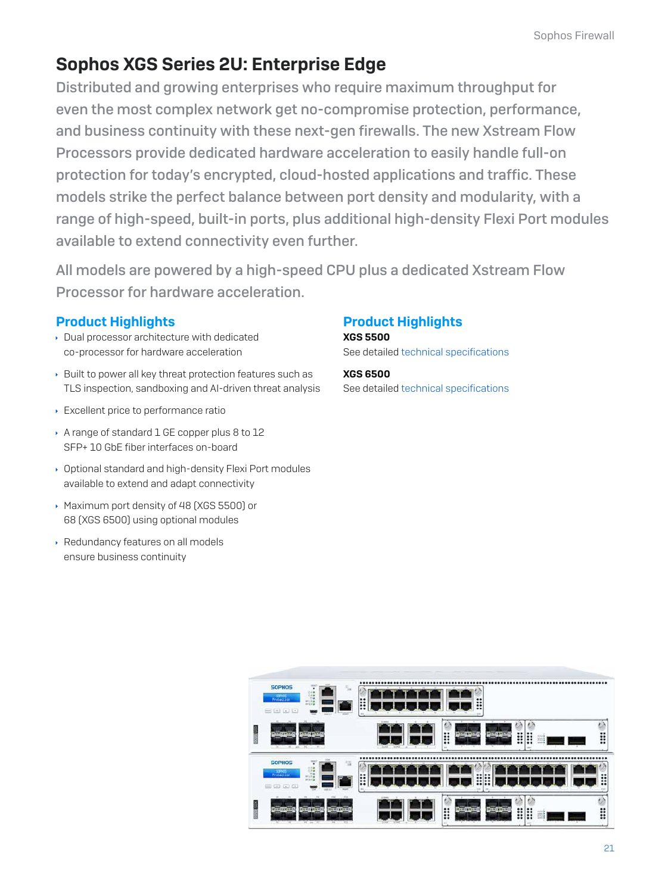# Sophos XGS Series 2U: Enterprise Edge

Distributed and growing enterprises who require maximum throughput for even the most complex network get no-compromise protection, performance, and business continuity with these next-gen firewalls. The new Xstream Flow Processors provide dedicated hardware acceleration to easily handle full-on protection for today's encrypted, cloud-hosted applications and traffic. These models strike the perfect balance between port density and modularity, with a range of high-speed, built-in ports, plus additional high-density Flexi Port modules available to extend connectivity even further.

All models are powered by a high-speed CPU plus a dedicated Xstream Flow Processor for hardware acceleration.

## Product Highlights

- Dual processor architecture with dedicated co-processor for hardware acceleration
- Built to power all key threat protection features such as TLS inspection, sandboxing and AI-driven threat analysis
- Excellent price to performance ratio
- A range of standard 1 GE copper plus 8 to 12 SFP+ 10 GbE fiber interfaces on-board
- Optional standard and high-density Flexi Port modules available to extend and adapt connectivity
- Maximum port density of 48 (XGS 5500) or 68 (XGS 6500) using optional modules
- Redundancy features on all models ensure business continuity

## Product Highlights

**XGS 5500**
See detailed technical specifications

**XGS 6500**
See detailed technical specifications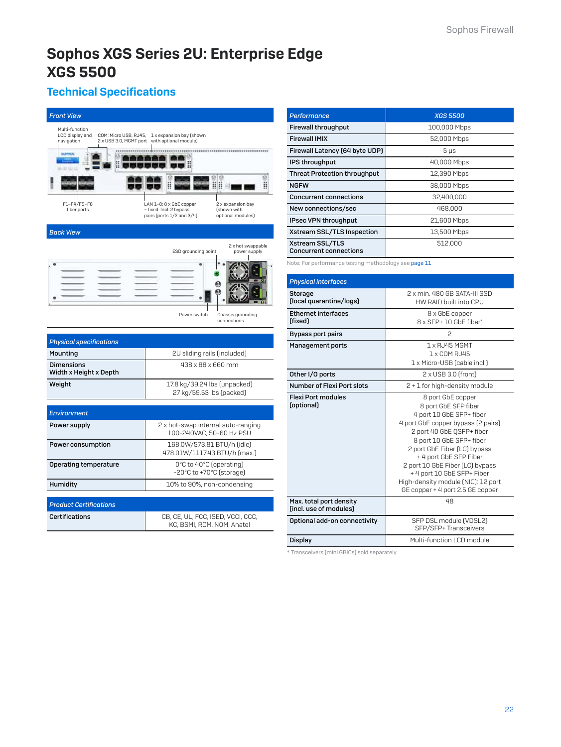# Sophos XGS Series 2U: Enterprise Edge XGS 5500

## Technical Specifications

### Front View

Multi-function LCD display and navigation

COM: Micro USB, RJ45, 2 x USB 3.0, MGMT port

1 x expansion bay (shown with optional module)

F1–F4/F5–F8 fiber ports

LAN 1–8: 8 x GbE copper – fixed. Incl. 2 bypass pairs (ports 1/2 and 3/4)

2 x expansion bay (shown with optional modules)

### Back View

ESD grounding point

2 x hot swappable power supply

Power switch

Chassis grounding connections

| Physical specifications | |
|---|---|
| Mounting | 2U sliding rails (included) |
| Dimensions<br>Width x Height x Depth | 438 x 88 x 660 mm |
| Weight | 17.8 kg/39.24 lbs (unpacked)<br>27 kg/59.53 lbs (packed) |

| Environment | |
|---|---|
| Power supply | 2 x hot-swap internal auto-ranging 100-240VAC, 50-60 Hz PSU |
| Power consumption | 168.0W/573.81 BTU/h (idle)<br>478.01W/1117.43 BTU/h (max.) |
| Operating temperature | 0°C to 40°C (operating)<br>-20°C to +70°C (storage) |
| Humidity | 10% to 90%, non-condensing |

| Product Certifications | |
|---|---|
| Certifications | CB, CE, UL, FCC, ISED, VCCI, CCC, KC, BSMI, RCM, NOM, Anatel |

| Performance | XGS 5500 |
|---|---|
| Firewall throughput | 100,000 Mbps |
| Firewall IMIX | 52,000 Mbps |
| Firewall Latency (64 byte UDP) | 5 µs |
| IPS throughput | 40,000 Mbps |
| Threat Protection throughput | 12,390 Mbps |
| NGFW | 38,000 Mbps |
| Concurrent connections | 32,400,000 |
| New connections/sec | 468,000 |
| IPsec VPN throughput | 21,600 Mbps |
| Xstream SSL/TLS Inspection | 13,500 Mbps |
| Xstream SSL/TLS Concurrent connections | 512,000 |

Note: For performance testing methodology see page 11

| Physical interfaces | |
|---|---|
| Storage<br>(local quarantine/logs) | 2 x min. 480 GB SATA-III SSD<br>HW RAID built into CPU |
| Ethernet interfaces<br>(fixed) | 8 x GbE copper<br>8 x SFP+ 10 GbE fiber* |
| Bypass port pairs | 2 |
| Management ports | 1 x RJ45 MGMT<br>1 x COM RJ45<br>1 x Micro-USB (cable incl.) |
| Other I/O ports | 2 x USB 3.0 (front) |
| Number of Flexi Port slots | 2 + 1 for high-density module |
| Flexi Port modules<br>(optional) | 8 port GbE copper<br>8 port GbE SFP fiber<br>4 port 10 GbE SFP+ fiber<br>4 port GbE copper bypass (2 pairs)<br>2 port 40 GbE QSFP+ fiber<br>8 port 10 GbE SFP+ fiber<br>2 port GbE Fiber (LC) bypass + 4 port GbE SFP Fiber<br>2 port 10 GbE Fiber (LC) bypass + 4 port 10 GbE SFP+ Fiber<br>High-density module (NIC): 12 port GE copper + 4 port 2.5 GE copper |
| Max. total port density<br>(incl. use of modules) | 48 |
| Optional add-on connectivity | SFP DSL module (VDSL2)<br>SFP/SFP+ Transceivers |
| Display | Multi-function LCD module |

* Transceivers (mini GBICs) sold separately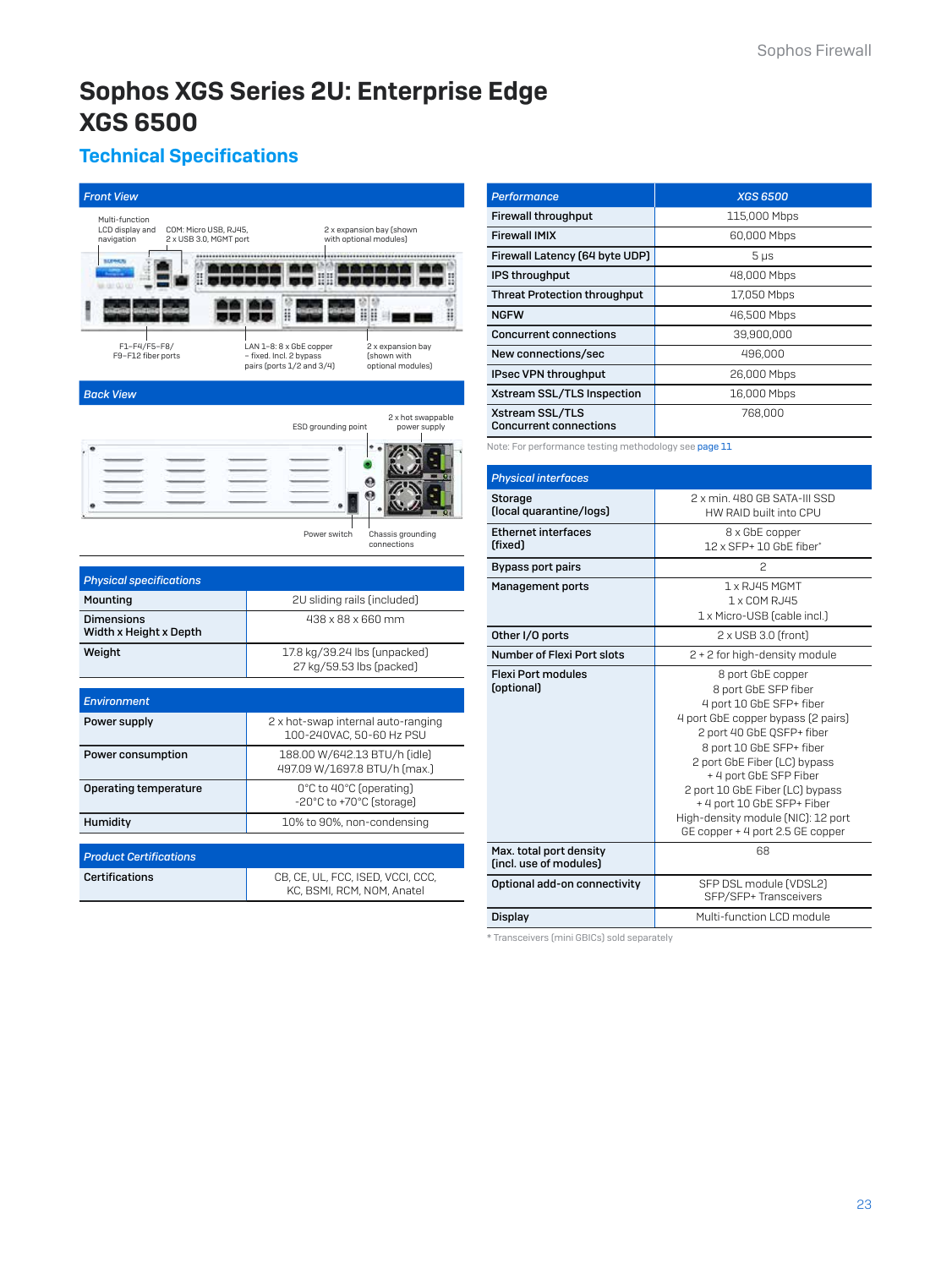# Sophos XGS Series 2U: Enterprise Edge XGS 6500

## Technical Specifications

### Front View

Multi-function LCD display and navigation

COM: Micro USB, RJ45, 2 x USB 3.0, MGMT port

2 x expansion bay (shown with optional modules)

F1–F4/F5–F8/ F9–F12 fiber ports

LAN 1–8: 8 x GbE copper – fixed. Incl. 2 bypass pairs (ports 1/2 and 3/4)

2 x expansion bay (shown with optional modules)

### Back View

ESD grounding point

2 x hot swappable power supply

Power switch

Chassis grounding connections

| Physical specifications | |
|---|---|
| Mounting | 2U sliding rails (included) |
| Dimensions<br>Width x Height x Depth | 438 x 88 x 660 mm |
| Weight | 17.8 kg/39.24 lbs (unpacked)<br>27 kg/59.53 lbs (packed) |

| Environment | |
|---|---|
| Power supply | 2 x hot-swap internal auto-ranging 100-240VAC, 50-60 Hz PSU |
| Power consumption | 188.00 W/642.13 BTU/h (idle)<br>497.09 W/1697.8 BTU/h (max.) |
| Operating temperature | 0°C to 40°C (operating)<br>-20°C to +70°C (storage) |
| Humidity | 10% to 90%, non-condensing |

| Product Certifications | |
|---|---|
| Certifications | CB, CE, UL, FCC, ISED, VCCI, CCC, KC, BSMI, RCM, NOM, Anatel |

| Performance | XGS 6500 |
|---|---|
| Firewall throughput | 115,000 Mbps |
| Firewall IMIX | 60,000 Mbps |
| Firewall Latency (64 byte UDP) | 5 µs |
| IPS throughput | 48,000 Mbps |
| Threat Protection throughput | 17,050 Mbps |
| NGFW | 46,500 Mbps |
| Concurrent connections | 39,900,000 |
| New connections/sec | 496,000 |
| IPsec VPN throughput | 26,000 Mbps |
| Xstream SSL/TLS Inspection | 16,000 Mbps |
| Xstream SSL/TLS Concurrent connections | 768,000 |

Note: For performance testing methodology see page 11

| Physical interfaces | |
|---|---|
| Storage<br>(local quarantine/logs) | 2 x min. 480 GB SATA-III SSD<br>HW RAID built into CPU |
| Ethernet interfaces<br>(fixed) | 8 x GbE copper<br>12 x SFP+ 10 GbE fiber* |
| Bypass port pairs | 2 |
| Management ports | 1 x RJ45 MGMT<br>1 x COM RJ45<br>1 x Micro-USB (cable incl.) |
| Other I/O ports | 2 x USB 3.0 (front) |
| Number of Flexi Port slots | 2 + 2 for high-density module |
| Flexi Port modules<br>(optional) | 8 port GbE copper<br>8 port GbE SFP fiber<br>4 port 10 GbE SFP+ fiber<br>4 port GbE copper bypass (2 pairs)<br>2 port 40 GbE QSFP+ fiber<br>8 port 10 GbE SFP+ fiber<br>2 port GbE Fiber (LC) bypass + 4 port GbE SFP Fiber<br>2 port 10 GbE Fiber (LC) bypass + 4 port 10 GbE SFP+ Fiber<br>High-density module (NIC): 12 port GE copper + 4 port 2.5 GE copper |
| Max. total port density<br>(incl. use of modules) | 68 |
| Optional add-on connectivity | SFP DSL module (VDSL2)<br>SFP/SFP+ Transceivers |
| Display | Multi-function LCD module |

* Transceivers (mini GBICs) sold separately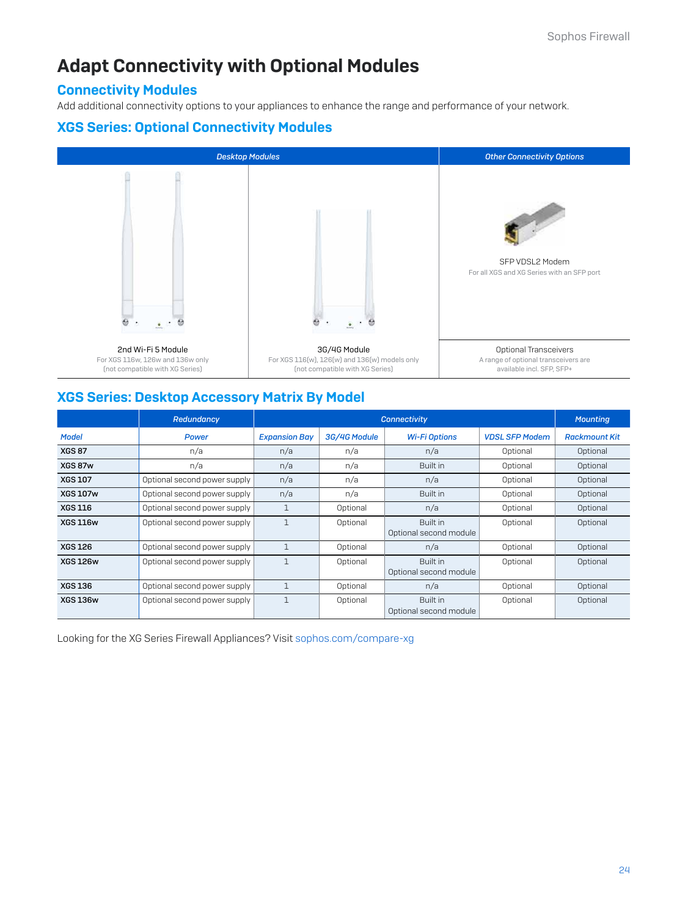# Adapt Connectivity with Optional Modules

## Connectivity Modules

Add additional connectivity options to your appliances to enhance the range and performance of your network.

## XGS Series: Optional Connectivity Modules

| *Desktop Modules* | | *Other Connectivity Options* |
|---|---|---|
| | | SFP VDSL2 Modem<br>For all XGS and XG Series with an SFP port |
| 2nd Wi-Fi 5 Module<br>For XGS 116w, 126w and 136w only<br>(not compatible with XG Series) | 3G/4G Module<br>For XGS 116(w), 126(w) and 136(w) models only<br>(not compatible with XG Series) | Optional Transceivers<br>A range of optional transceivers are available incl. SFP, SFP+ |

## XGS Series: Desktop Accessory Matrix By Model

| | *Redundancy* | *Connectivity* | | | | *Mounting* |
|---|---|---|---|---|---|---|
| *Model* | *Power* | *Expansion Bay* | *3G/4G Module* | *Wi-Fi Options* | *VDSL SFP Modem* | *Rackmount Kit* |
| **XGS 87** | n/a | n/a | n/a | n/a | Optional | Optional |
| **XGS 87w** | n/a | n/a | n/a | Built in | Optional | Optional |
| **XGS 107** | Optional second power supply | n/a | n/a | n/a | Optional | Optional |
| **XGS 107w** | Optional second power supply | n/a | n/a | Built in | Optional | Optional |
| **XGS 116** | Optional second power supply | 1 | Optional | n/a | Optional | Optional |
| **XGS 116w** | Optional second power supply | 1 | Optional | Built in<br>Optional second module | Optional | Optional |
| **XGS 126** | Optional second power supply | 1 | Optional | n/a | Optional | Optional |
| **XGS 126w** | Optional second power supply | 1 | Optional | Built in<br>Optional second module | Optional | Optional |
| **XGS 136** | Optional second power supply | 1 | Optional | n/a | Optional | Optional |
| **XGS 136w** | Optional second power supply | 1 | Optional | Built in<br>Optional second module | Optional | Optional |

Looking for the XG Series Firewall Appliances? Visit sophos.com/compare-xg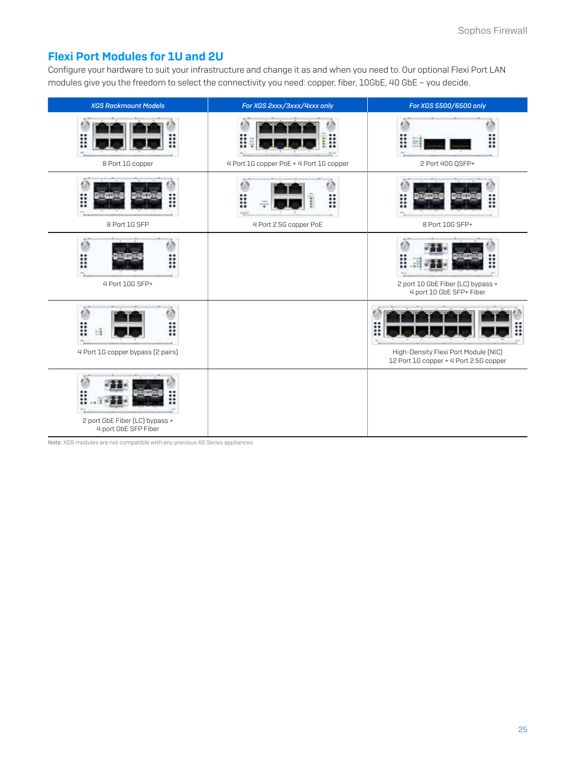## Flexi Port Modules for 1U and 2U

Configure your hardware to suit your infrastructure and change it as and when you need to. Our optional Flexi Port LAN modules give you the freedom to select the connectivity you need: copper, fiber, 10GbE, 40 GbE – you decide.

| *XGS Rackmount Models* | *For XGS 2xxx/3xxx/4xxx only* | *For XGS 5500/6500 only* |
|---|---|---|
| 8 Port 1G copper | 4 Port 1G copper PoE + 4 Port 1G copper | 2 Port 40G QSFP+ |
| 8 Port 1G SFP | 4 Port 2.5G copper PoE | 8 Port 10G SFP+ |
| 4 Port 10G SFP+ | | 2 port 10 GbE Fiber (LC) bypass + 4 port 10 GbE SFP+ Fiber |
| 4 Port 1G copper bypass (2 pairs) | | High-Density Flexi Port Module (NIC) 12 Port 1G copper + 4 Port 2.5G copper |
| 2 port GbE Fiber (LC) bypass + 4 port GbE SFP Fiber | | |

**Note**: XGS modules are not compatible with any previous XG Series appliances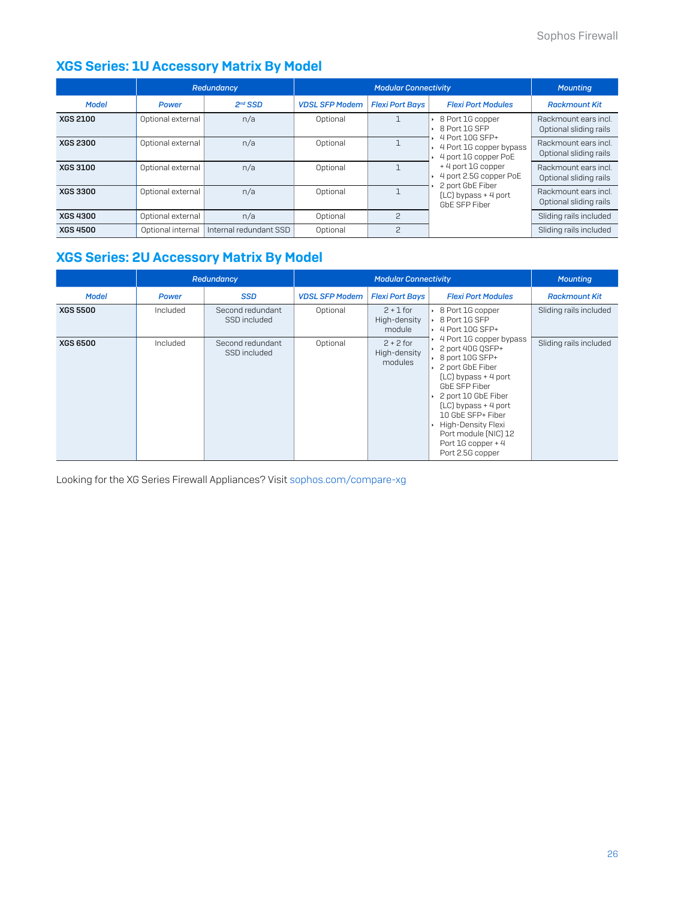## XGS Series: 1U Accessory Matrix By Model

| | Redundancy | | Modular Connectivity | | | Mounting |
|---|---|---|---|---|---|---|
| Model | Power | 2nd SSD | VDSL SFP Modem | Flexi Port Bays | Flexi Port Modules | Rackmount Kit |
| XGS 2100 | Optional external | n/a | Optional | 1 | • 8 Port 1G copper • 8 Port 1G SFP • 4 Port 10G SFP+ • 4 Port 1G copper bypass • 4 port 1G copper PoE + 4 port 1G copper • 4 port 2.5G copper PoE • 2 port GbE Fiber (LC) bypass + 4 port GbE SFP Fiber | Rackmount ears incl. Optional sliding rails |
| XGS 2300 | Optional external | n/a | Optional | 1 | | Rackmount ears incl. Optional sliding rails |
| XGS 3100 | Optional external | n/a | Optional | 1 | | Rackmount ears incl. Optional sliding rails |
| XGS 3300 | Optional external | n/a | Optional | 1 | | Rackmount ears incl. Optional sliding rails |
| XGS 4300 | Optional external | n/a | Optional | 2 | | Sliding rails included |
| XGS 4500 | Optional internal | Internal redundant SSD | Optional | 2 | | Sliding rails included |

## XGS Series: 2U Accessory Matrix By Model

| | Redundancy | | Modular Connectivity | | | Mounting |
|---|---|---|---|---|---|---|
| Model | Power | SSD | VDSL SFP Modem | Flexi Port Bays | Flexi Port Modules | Rackmount Kit |
| XGS 5500 | Included | Second redundant SSD included | Optional | 2 + 1 for High-density module | • 8 Port 1G copper • 8 Port 1G SFP • 4 Port 10G SFP+ • 4 Port 1G copper bypass • 2 port 40G QSFP+ • 8 port 10G SFP+ • 2 port GbE Fiber (LC) bypass + 4 port GbE SFP Fiber • 2 port 10 GbE Fiber (LC) bypass + 4 port 10 GbE SFP+ Fiber • High-Density Flexi Port module (NIC) 12 Port 1G copper + 4 Port 2.5G copper | Sliding rails included |
| XGS 6500 | Included | Second redundant SSD included | Optional | 2 + 2 for High-density modules | | Sliding rails included |

Looking for the XG Series Firewall Appliances? Visit sophos.com/compare-xg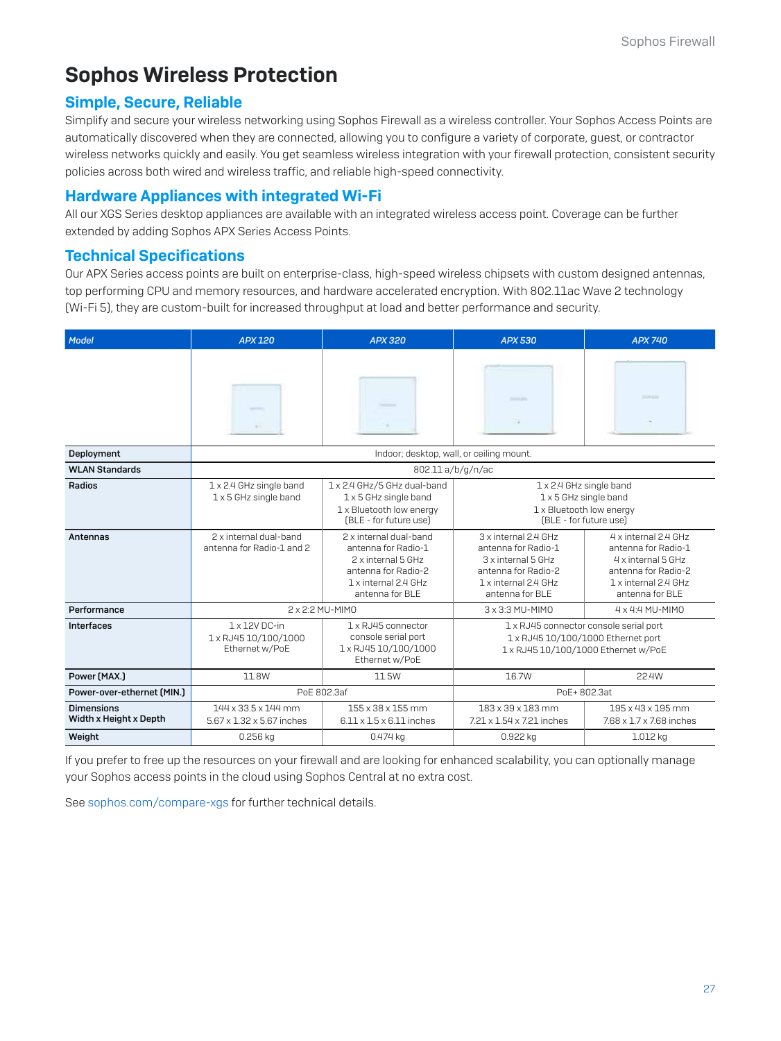# Sophos Wireless Protection

## Simple, Secure, Reliable

Simplify and secure your wireless networking using Sophos Firewall as a wireless controller. Your Sophos Access Points are automatically discovered when they are connected, allowing you to configure a variety of corporate, guest, or contractor wireless networks quickly and easily. You get seamless wireless integration with your firewall protection, consistent security policies across both wired and wireless traffic, and reliable high-speed connectivity.

## Hardware Appliances with integrated Wi-Fi

All our XGS Series desktop appliances are available with an integrated wireless access point. Coverage can be further extended by adding Sophos APX Series Access Points.

## Technical Specifications

Our APX Series access points are built on enterprise-class, high-speed wireless chipsets with custom designed antennas, top performing CPU and memory resources, and hardware accelerated encryption. With 802.11ac Wave 2 technology (Wi-Fi 5), they are custom-built for increased throughput at load and better performance and security.

| Model | APX 120 | APX 320 | APX 530 | APX 740 |
|---|---|---|---|---|
| Deployment | Indoor; desktop, wall, or ceiling mount. | | | |
| WLAN Standards | 802.11 a/b/g/n/ac | | | |
| Radios | 1 x 2.4 GHz single band<br>1 x 5 GHz single band | 1 x 2.4 GHz/5 GHz dual-band<br>1 x 5 GHz single band<br>1 x Bluetooth low energy (BLE - for future use) | 1 x 2.4 GHz single band<br>1 x 5 GHz single band<br>1 x Bluetooth low energy (BLE - for future use) | |
| Antennas | 2 x internal dual-band antenna for Radio-1 and 2 | 2 x internal dual-band antenna for Radio-1<br>2 x internal 5 GHz antenna for Radio-2<br>1 x internal 2.4 GHz antenna for BLE | 3 x internal 2.4 GHz antenna for Radio-1<br>3 x internal 5 GHz antenna for Radio-2<br>1 x internal 2.4 GHz antenna for BLE | 4 x internal 2.4 GHz antenna for Radio-1<br>4 x internal 5 GHz antenna for Radio-2<br>1 x internal 2.4 GHz antenna for BLE |
| Performance | 2 x 2:2 MU-MIMO | | 3 x 3:3 MU-MIMO | 4 x 4:4 MU-MIMO |
| Interfaces | 1 x 12V DC-in<br>1 x RJ45 10/100/1000 Ethernet w/PoE | 1 x RJ45 connector console serial port<br>1 x RJ45 10/100/1000 Ethernet w/PoE | 1 x RJ45 connector console serial port<br>1 x RJ45 10/100/1000 Ethernet port<br>1 x RJ45 10/100/1000 Ethernet w/PoE | |
| Power (MAX.) | 11.8W | 11.5W | 16.7W | 22.4W |
| Power-over-ethernet (MIN.) | PoE 802.3af | | PoE+ 802.3at | |
| Dimensions Width x Height x Depth | 144 x 33.5 x 144 mm<br>5.67 x 1.32 x 5.67 inches | 155 x 38 x 155 mm<br>6.11 x 1.5 x 6.11 inches | 183 x 39 x 183 mm<br>7.21 x 1.54 x 7.21 inches | 195 x 43 x 195 mm<br>7.68 x 1.7 x 7.68 inches |
| Weight | 0.256 kg | 0.474 kg | 0.922 kg | 1.012 kg |

If you prefer to free up the resources on your firewall and are looking for enhanced scalability, you can optionally manage your Sophos access points in the cloud using Sophos Central at no extra cost.

See sophos.com/compare-xgs for further technical details.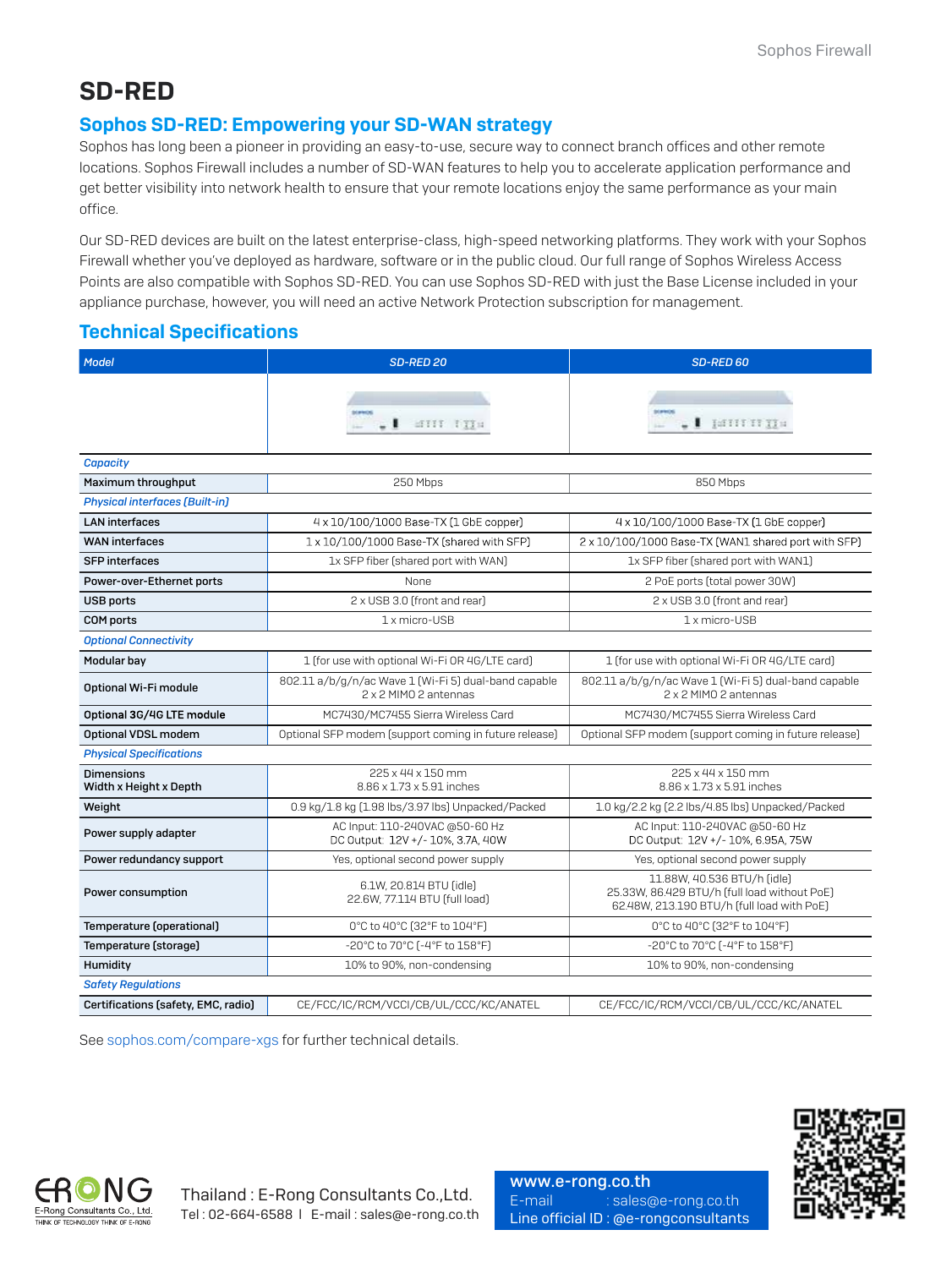# SD-RED

## Sophos SD-RED: Empowering your SD-WAN strategy

Sophos has long been a pioneer in providing an easy-to-use, secure way to connect branch offices and other remote locations. Sophos Firewall includes a number of SD-WAN features to help you to accelerate application performance and get better visibility into network health to ensure that your remote locations enjoy the same performance as your main office.

Our SD-RED devices are built on the latest enterprise-class, high-speed networking platforms. They work with your Sophos Firewall whether you've deployed as hardware, software or in the public cloud. Our full range of Sophos Wireless Access Points are also compatible with Sophos SD-RED. You can use Sophos SD-RED with just the Base License included in your appliance purchase, however, you will need an active Network Protection subscription for management.

## Technical Specifications

| *Model* | *SD-RED 20* | *SD-RED 60* |
|---|---|---|
| *Capacity* | | |
| Maximum throughput | 250 Mbps | 850 Mbps |
| *Physical interfaces (Built-in)* | | |
| LAN interfaces | 4 x 10/100/1000 Base-TX (1 GbE copper) | 4 x 10/100/1000 Base-TX (1 GbE copper) |
| WAN interfaces | 1 x 10/100/1000 Base-TX (shared with SFP) | 2 x 10/100/1000 Base-TX (WAN1 shared port with SFP) |
| SFP interfaces | 1x SFP fiber (shared port with WAN) | 1x SFP fiber (shared port with WAN1) |
| Power-over-Ethernet ports | None | 2 PoE ports (total power 30W) |
| USB ports | 2 x USB 3.0 (front and rear) | 2 x USB 3.0 (front and rear) |
| COM ports | 1 x micro-USB | 1 x micro-USB |
| *Optional Connectivity* | | |
| Modular bay | 1 (for use with optional Wi-Fi OR 4G/LTE card) | 1 (for use with optional Wi-Fi OR 4G/LTE card) |
| Optional Wi-Fi module | 802.11 a/b/g/n/ac Wave 1 (Wi-Fi 5) dual-band capable 2 x 2 MIMO 2 antennas | 802.11 a/b/g/n/ac Wave 1 (Wi-Fi 5) dual-band capable 2 x 2 MIMO 2 antennas |
| Optional 3G/4G LTE module | MC7430/MC7455 Sierra Wireless Card | MC7430/MC7455 Sierra Wireless Card |
| Optional VDSL modem | Optional SFP modem (support coming in future release) | Optional SFP modem (support coming in future release) |
| *Physical Specifications* | | |
| Dimensions Width x Height x Depth | 225 x 44 x 150 mm<br>8.86 x 1.73 x 5.91 inches | 225 x 44 x 150 mm<br>8.86 x 1.73 x 5.91 inches |
| Weight | 0.9 kg/1.8 kg (1.98 lbs/3.97 lbs) Unpacked/Packed | 1.0 kg/2.2 kg (2.2 lbs/4.85 lbs) Unpacked/Packed |
| Power supply adapter | AC Input: 110-240VAC @50-60 Hz<br>DC Output: 12V +/- 10%, 3.7A, 40W | AC Input: 110-240VAC @50-60 Hz<br>DC Output: 12V +/- 10%, 6.95A, 75W |
| Power redundancy support | Yes, optional second power supply | Yes, optional second power supply |
| Power consumption | 6.1W, 20.814 BTU (idle)<br>22.6W, 77.114 BTU (full load) | 11.88W, 40.536 BTU/h (idle)<br>25.33W, 86.429 BTU/h (full load without PoE)<br>62.48W, 213.190 BTU/h (full load with PoE) |
| Temperature (operational) | 0°C to 40°C (32°F to 104°F) | 0°C to 40°C (32°F to 104°F) |
| Temperature (storage) | -20°C to 70°C (-4°F to 158°F) | -20°C to 70°C (-4°F to 158°F) |
| Humidity | 10% to 90%, non-condensing | 10% to 90%, non-condensing |
| *Safety Regulations* | | |
| Certifications (safety, EMC, radio) | CE/FCC/IC/RCM/VCCI/CB/UL/CCC/KC/ANATEL | CE/FCC/IC/RCM/VCCI/CB/UL/CCC/KC/ANATEL |

See sophos.com/compare-xgs for further technical details.

Thailand : E-Rong Consultants Co.,Ltd.
Tel : 02-664-6588 I E-mail : sales@e-rong.co.th

www.e-rong.co.th
E-mail : sales@e-rong.co.th
Line official ID : @e-rongconsultants